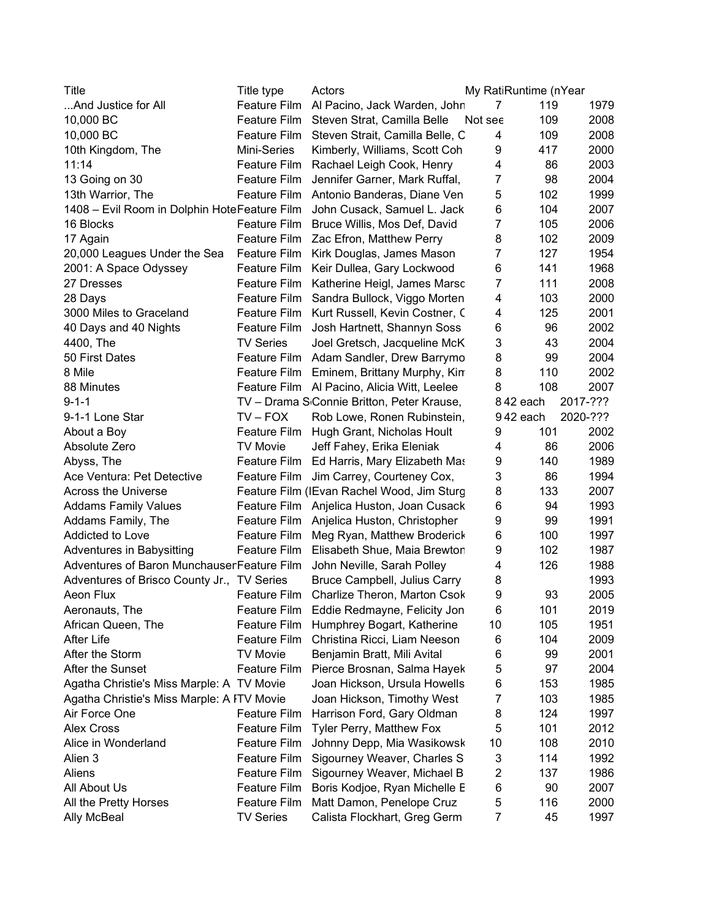| Title | Title type | Actors | My Rati | Runtime (n | Year |
|---|---|---|---|---|---|
| ...And Justice for All | Feature Film | Al Pacino, Jack Warden, John | 7 | 119 | 1979 |
| 10,000 BC | Feature Film | Steven Strat, Camilla Belle | Not see | 109 | 2008 |
| 10,000 BC | Feature Film | Steven Strait, Camilla Belle, C | 4 | 109 | 2008 |
| 10th Kingdom, The | Mini-Series | Kimberly, Williams, Scott Coh | 9 | 417 | 2000 |
| 11:14 | Feature Film | Rachael Leigh Cook, Henry | 4 | 86 | 2003 |
| 13 Going on 30 | Feature Film | Jennifer Garner, Mark Ruffal, | 7 | 98 | 2004 |
| 13th Warrior, The | Feature Film | Antonio Banderas, Diane Ven | 5 | 102 | 1999 |
| 1408 – Evil Room in Dolphin Hote | Feature Film | John Cusack, Samuel L. Jack | 6 | 104 | 2007 |
| 16 Blocks | Feature Film | Bruce Willis, Mos Def, David | 7 | 105 | 2006 |
| 17 Again | Feature Film | Zac Efron, Matthew Perry | 8 | 102 | 2009 |
| 20,000 Leagues Under the Sea | Feature Film | Kirk Douglas, James Mason | 7 | 127 | 1954 |
| 2001: A Space Odyssey | Feature Film | Keir Dullea, Gary Lockwood | 6 | 141 | 1968 |
| 27 Dresses | Feature Film | Katherine Heigl, James Marsc | 7 | 111 | 2008 |
| 28 Days | Feature Film | Sandra Bullock, Viggo Morten | 4 | 103 | 2000 |
| 3000 Miles to Graceland | Feature Film | Kurt Russell, Kevin Costner, C | 4 | 125 | 2001 |
| 40 Days and 40 Nights | Feature Film | Josh Hartnett, Shannyn Soss | 6 | 96 | 2002 |
| 4400, The | TV Series | Joel Gretsch, Jacqueline McK | 3 | 43 | 2004 |
| 50 First Dates | Feature Film | Adam Sandler, Drew Barrymo | 8 | 99 | 2004 |
| 8 Mile | Feature Film | Eminem, Brittany Murphy, Kim | 8 | 110 | 2002 |
| 88 Minutes | Feature Film | Al Pacino, Alicia Witt, Leelee | 8 | 108 | 2007 |
| 9-1-1 | TV – Drama S | Connie Britton, Peter Krause, | 8 | 42 each | 2017-??? |
| 9-1-1 Lone Star | TV – FOX | Rob Lowe, Ronen Rubinstein, | 9 | 42 each | 2020-??? |
| About a Boy | Feature Film | Hugh Grant, Nicholas Hoult | 9 | 101 | 2002 |
| Absolute Zero | TV Movie | Jeff Fahey, Erika Eleniak | 4 | 86 | 2006 |
| Abyss, The | Feature Film | Ed Harris, Mary Elizabeth Mas | 9 | 140 | 1989 |
| Ace Ventura: Pet Detective | Feature Film | Jim Carrey, Courteney Cox, | 3 | 86 | 1994 |
| Across the Universe | Feature Film (I | Evan Rachel Wood, Jim Sturg | 8 | 133 | 2007 |
| Addams Family Values | Feature Film | Anjelica Huston, Joan Cusack | 6 | 94 | 1993 |
| Addams Family, The | Feature Film | Anjelica Huston, Christopher | 9 | 99 | 1991 |
| Addicted to Love | Feature Film | Meg Ryan, Matthew Broderick | 6 | 100 | 1997 |
| Adventures in Babysitting | Feature Film | Elisabeth Shue, Maia Brewton | 9 | 102 | 1987 |
| Adventures of Baron Munchauser | Feature Film | John Neville, Sarah Polley | 4 | 126 | 1988 |
| Adventures of Brisco County Jr., | TV Series | Bruce Campbell, Julius Carry | 8 | | 1993 |
| Aeon Flux | Feature Film | Charlize Theron, Marton Csok | 9 | 93 | 2005 |
| Aeronauts, The | Feature Film | Eddie Redmayne, Felicity Jon | 6 | 101 | 2019 |
| African Queen, The | Feature Film | Humphrey Bogart, Katherine | 10 | 105 | 1951 |
| After Life | Feature Film | Christina Ricci, Liam Neeson | 6 | 104 | 2009 |
| After the Storm | TV Movie | Benjamin Bratt, Mili Avital | 6 | 99 | 2001 |
| After the Sunset | Feature Film | Pierce Brosnan, Salma Hayek | 5 | 97 | 2004 |
| Agatha Christie's Miss Marple: A | TV Movie | Joan Hickson, Ursula Howells | 6 | 153 | 1985 |
| Agatha Christie's Miss Marple: A I | TV Movie | Joan Hickson, Timothy West | 7 | 103 | 1985 |
| Air Force One | Feature Film | Harrison Ford, Gary Oldman | 8 | 124 | 1997 |
| Alex Cross | Feature Film | Tyler Perry, Matthew Fox | 5 | 101 | 2012 |
| Alice in Wonderland | Feature Film | Johnny Depp, Mia Wasikowsk | 10 | 108 | 2010 |
| Alien 3 | Feature Film | Sigourney Weaver, Charles S | 3 | 114 | 1992 |
| Aliens | Feature Film | Sigourney Weaver, Michael B | 2 | 137 | 1986 |
| All About Us | Feature Film | Boris Kodjoe, Ryan Michelle E | 6 | 90 | 2007 |
| All the Pretty Horses | Feature Film | Matt Damon, Penelope Cruz | 5 | 116 | 2000 |
| Ally McBeal | TV Series | Calista Flockhart, Greg Germ | 7 | 45 | 1997 |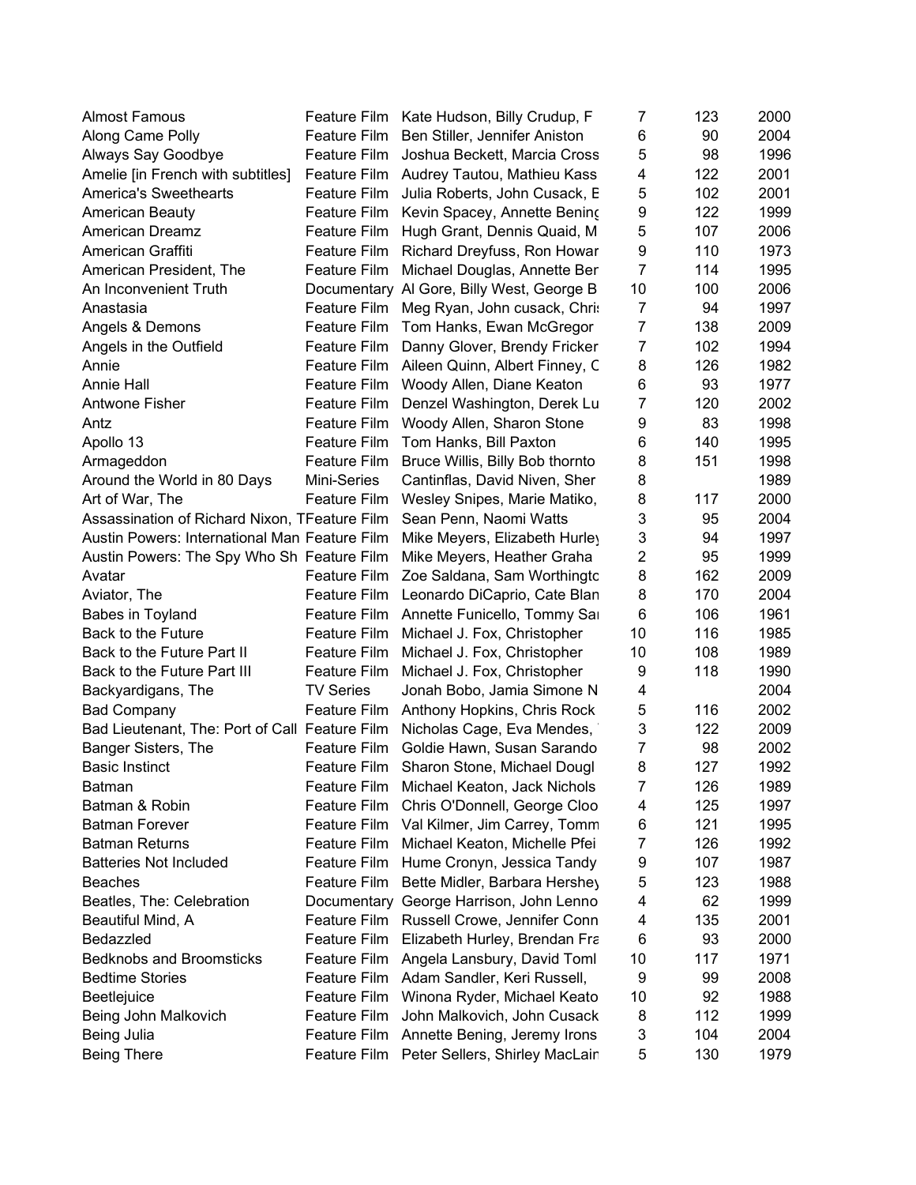| | | | | | |
|---|---|---|---|---|---|
| Almost Famous | Feature Film | Kate Hudson, Billy Crudup, F | 7 | 123 | 2000 |
| Along Came Polly | Feature Film | Ben Stiller, Jennifer Aniston | 6 | 90 | 2004 |
| Always Say Goodbye | Feature Film | Joshua Beckett, Marcia Cross | 5 | 98 | 1996 |
| Amelie [in French with subtitles] | Feature Film | Audrey Tautou, Mathieu Kass | 4 | 122 | 2001 |
| America's Sweethearts | Feature Film | Julia Roberts, John Cusack, E | 5 | 102 | 2001 |
| American Beauty | Feature Film | Kevin Spacey, Annette Bening | 9 | 122 | 1999 |
| American Dreamz | Feature Film | Hugh Grant, Dennis Quaid, M | 5 | 107 | 2006 |
| American Graffiti | Feature Film | Richard Dreyfuss, Ron Howar | 9 | 110 | 1973 |
| American President, The | Feature Film | Michael Douglas, Annette Ber | 7 | 114 | 1995 |
| An Inconvenient Truth | Documentary | Al Gore, Billy West, George B | 10 | 100 | 2006 |
| Anastasia | Feature Film | Meg Ryan, John cusack, Chris | 7 | 94 | 1997 |
| Angels & Demons | Feature Film | Tom Hanks, Ewan McGregor | 7 | 138 | 2009 |
| Angels in the Outfield | Feature Film | Danny Glover, Brendy Fricker | 7 | 102 | 1994 |
| Annie | Feature Film | Aileen Quinn, Albert Finney, C | 8 | 126 | 1982 |
| Annie Hall | Feature Film | Woody Allen, Diane Keaton | 6 | 93 | 1977 |
| Antwone Fisher | Feature Film | Denzel Washington, Derek Lu | 7 | 120 | 2002 |
| Antz | Feature Film | Woody Allen, Sharon Stone | 9 | 83 | 1998 |
| Apollo 13 | Feature Film | Tom Hanks, Bill Paxton | 6 | 140 | 1995 |
| Armageddon | Feature Film | Bruce Willis, Billy Bob thornto | 8 | 151 | 1998 |
| Around the World in 80 Days | Mini-Series | Cantinflas, David Niven, Sher | 8 | | 1989 |
| Art of War, The | Feature Film | Wesley Snipes, Marie Matiko, | 8 | 117 | 2000 |
| Assassination of Richard Nixon, T | Feature Film | Sean Penn, Naomi Watts | 3 | 95 | 2004 |
| Austin Powers: International Man | Feature Film | Mike Meyers, Elizabeth Hurley | 3 | 94 | 1997 |
| Austin Powers: The Spy Who Sh | Feature Film | Mike Meyers, Heather Graha | 2 | 95 | 1999 |
| Avatar | Feature Film | Zoe Saldana, Sam Worthingto | 8 | 162 | 2009 |
| Aviator, The | Feature Film | Leonardo DiCaprio, Cate Blan | 8 | 170 | 2004 |
| Babes in Toyland | Feature Film | Annette Funicello, Tommy Sa | 6 | 106 | 1961 |
| Back to the Future | Feature Film | Michael J. Fox, Christopher | 10 | 116 | 1985 |
| Back to the Future Part II | Feature Film | Michael J. Fox, Christopher | 10 | 108 | 1989 |
| Back to the Future Part III | Feature Film | Michael J. Fox, Christopher | 9 | 118 | 1990 |
| Backyardigans, The | TV Series | Jonah Bobo, Jamia Simone N | 4 | | 2004 |
| Bad Company | Feature Film | Anthony Hopkins, Chris Rock | 5 | 116 | 2002 |
| Bad Lieutenant, The: Port of Call | Feature Film | Nicholas Cage, Eva Mendes, | 3 | 122 | 2009 |
| Banger Sisters, The | Feature Film | Goldie Hawn, Susan Sarando | 7 | 98 | 2002 |
| Basic Instinct | Feature Film | Sharon Stone, Michael Dougl | 8 | 127 | 1992 |
| Batman | Feature Film | Michael Keaton, Jack Nichols | 7 | 126 | 1989 |
| Batman & Robin | Feature Film | Chris O'Donnell, George Cloo | 4 | 125 | 1997 |
| Batman Forever | Feature Film | Val Kilmer, Jim Carrey, Tomm | 6 | 121 | 1995 |
| Batman Returns | Feature Film | Michael Keaton, Michelle Pfei | 7 | 126 | 1992 |
| Batteries Not Included | Feature Film | Hume Cronyn, Jessica Tandy | 9 | 107 | 1987 |
| Beaches | Feature Film | Bette Midler, Barbara Hershey | 5 | 123 | 1988 |
| Beatles, The: Celebration | Documentary | George Harrison, John Lenno | 4 | 62 | 1999 |
| Beautiful Mind, A | Feature Film | Russell Crowe, Jennifer Conn | 4 | 135 | 2001 |
| Bedazzled | Feature Film | Elizabeth Hurley, Brendan Fra | 6 | 93 | 2000 |
| Bedknobs and Broomsticks | Feature Film | Angela Lansbury, David Toml | 10 | 117 | 1971 |
| Bedtime Stories | Feature Film | Adam Sandler, Keri Russell, | 9 | 99 | 2008 |
| Beetlejuice | Feature Film | Winona Ryder, Michael Keato | 10 | 92 | 1988 |
| Being John Malkovich | Feature Film | John Malkovich, John Cusack | 8 | 112 | 1999 |
| Being Julia | Feature Film | Annette Bening, Jeremy Irons | 3 | 104 | 2004 |
| Being There | Feature Film | Peter Sellers, Shirley MacLain | 5 | 130 | 1979 |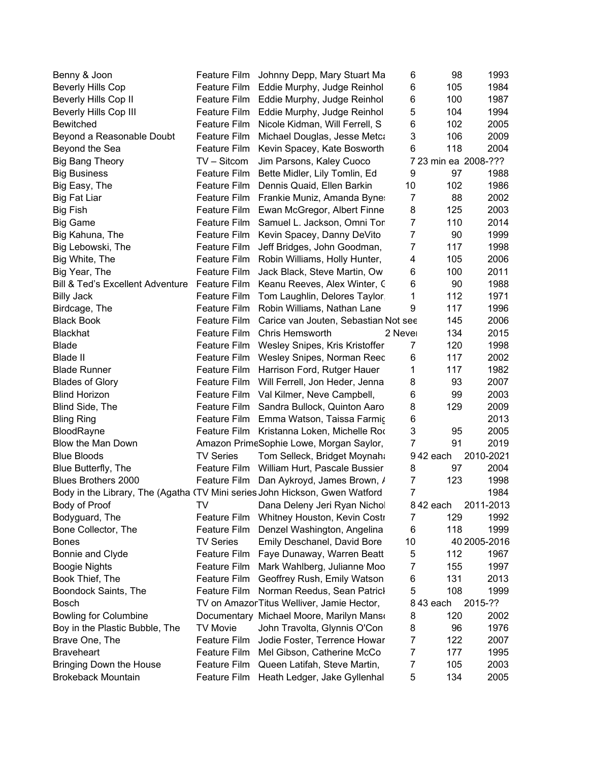| | | | | | |
|---|---|---|---|---|---|
| Benny & Joon | Feature Film | Johnny Depp, Mary Stuart Ma | 6 | 98 | 1993 |
| Beverly Hills Cop | Feature Film | Eddie Murphy, Judge Reinhol | 6 | 105 | 1984 |
| Beverly Hills Cop II | Feature Film | Eddie Murphy, Judge Reinhol | 6 | 100 | 1987 |
| Beverly Hills Cop III | Feature Film | Eddie Murphy, Judge Reinhol | 5 | 104 | 1994 |
| Bewitched | Feature Film | Nicole Kidman, Will Ferrell, S | 6 | 102 | 2005 |
| Beyond a Reasonable Doubt | Feature Film | Michael Douglas, Jesse Metca | 3 | 106 | 2009 |
| Beyond the Sea | Feature Film | Kevin Spacey, Kate Bosworth | 6 | 118 | 2004 |
| Big Bang Theory | TV – Sitcom | Jim Parsons, Kaley Cuoco | 7 | 23 min ea | 2008-??? |
| Big Business | Feature Film | Bette Midler, Lily Tomlin, Ed | 9 | 97 | 1988 |
| Big Easy, The | Feature Film | Dennis Quaid, Ellen Barkin | 10 | 102 | 1986 |
| Big Fat Liar | Feature Film | Frankie Muniz, Amanda Byne: | 7 | 88 | 2002 |
| Big Fish | Feature Film | Ewan McGregor, Albert Finne | 8 | 125 | 2003 |
| Big Game | Feature Film | Samuel L. Jackson, Omni Tor | 7 | 110 | 2014 |
| Big Kahuna, The | Feature Film | Kevin Spacey, Danny DeVito | 7 | 90 | 1999 |
| Big Lebowski, The | Feature Film | Jeff Bridges, John Goodman, | 7 | 117 | 1998 |
| Big White, The | Feature Film | Robin Williams, Holly Hunter, | 4 | 105 | 2006 |
| Big Year, The | Feature Film | Jack Black, Steve Martin, Ow | 6 | 100 | 2011 |
| Bill & Ted's Excellent Adventure | Feature Film | Keanu Reeves, Alex Winter, ( | 6 | 90 | 1988 |
| Billy Jack | Feature Film | Tom Laughlin, Delores Taylor, | 1 | 112 | 1971 |
| Birdcage, The | Feature Film | Robin Williams, Nathan Lane | 9 | 117 | 1996 |
| Black Book | Feature Film | Carice van Jouten, Sebastian | Not see | 145 | 2006 |
| Blackhat | Feature Film | Chris Hemsworth | 2 Never | 134 | 2015 |
| Blade | Feature Film | Wesley Snipes, Kris Kristoffer | 7 | 120 | 1998 |
| Blade II | Feature Film | Wesley Snipes, Norman Reec | 6 | 117 | 2002 |
| Blade Runner | Feature Film | Harrison Ford, Rutger Hauer | 1 | 117 | 1982 |
| Blades of Glory | Feature Film | Will Ferrell, Jon Heder, Jenna | 8 | 93 | 2007 |
| Blind Horizon | Feature Film | Val Kilmer, Neve Campbell, | 6 | 99 | 2003 |
| Blind Side, The | Feature Film | Sandra Bullock, Quinton Aaro | 8 | 129 | 2009 |
| Bling Ring | Feature Film | Emma Watson, Taissa Farmig | 6 | | 2013 |
| BloodRayne | Feature Film | Kristanna Loken, Michelle Roc | 3 | 95 | 2005 |
| Blow the Man Down | Amazon Prime | Sophie Lowe, Morgan Saylor, | 7 | 91 | 2019 |
| Blue Bloods | TV Series | Tom Selleck, Bridget Moynaha | 9 | 42 each | 2010-2021 |
| Blue Butterfly, The | Feature Film | William Hurt, Pascale Bussier | 8 | 97 | 2004 |
| Blues Brothers 2000 | Feature Film | Dan Aykroyd, James Brown, / | 7 | 123 | 1998 |
| Body in the Library, The (Agatha ( | TV Mini series | John Hickson, Gwen Watford | 7 | | 1984 |
| Body of Proof | TV | Dana Deleny Jeri Ryan Nichol | 8 | 42 each | 2011-2013 |
| Bodyguard, The | Feature Film | Whitney Houston, Kevin Costr | 7 | 129 | 1992 |
| Bone Collector, The | Feature Film | Denzel Washington, Angelina | 6 | 118 | 1999 |
| Bones | TV Series | Emily Deschanel, David Bore | 10 | 40 | 2005-2016 |
| Bonnie and Clyde | Feature Film | Faye Dunaway, Warren Beatt | 5 | 112 | 1967 |
| Boogie Nights | Feature Film | Mark Wahlberg, Julianne Moo | 7 | 155 | 1997 |
| Book Thief, The | Feature Film | Geoffrey Rush, Emily Watson | 6 | 131 | 2013 |
| Boondock Saints, The | Feature Film | Norman Reedus, Sean Patrick | 5 | 108 | 1999 |
| Bosch | TV on Amazon | Titus Welliver, Jamie Hector, | 8 | 43 each | 2015-?? |
| Bowling for Columbine | Documentary | Michael Moore, Marilyn Manso | 8 | 120 | 2002 |
| Boy in the Plastic Bubble, The | TV Movie | John Travolta, Glynnis O'Con | 8 | 96 | 1976 |
| Brave One, The | Feature Film | Jodie Foster, Terrence Howar | 7 | 122 | 2007 |
| Braveheart | Feature Film | Mel Gibson, Catherine McCo | 7 | 177 | 1995 |
| Bringing Down the House | Feature Film | Queen Latifah, Steve Martin, | 7 | 105 | 2003 |
| Brokeback Mountain | Feature Film | Heath Ledger, Jake Gyllenhal | 5 | 134 | 2005 |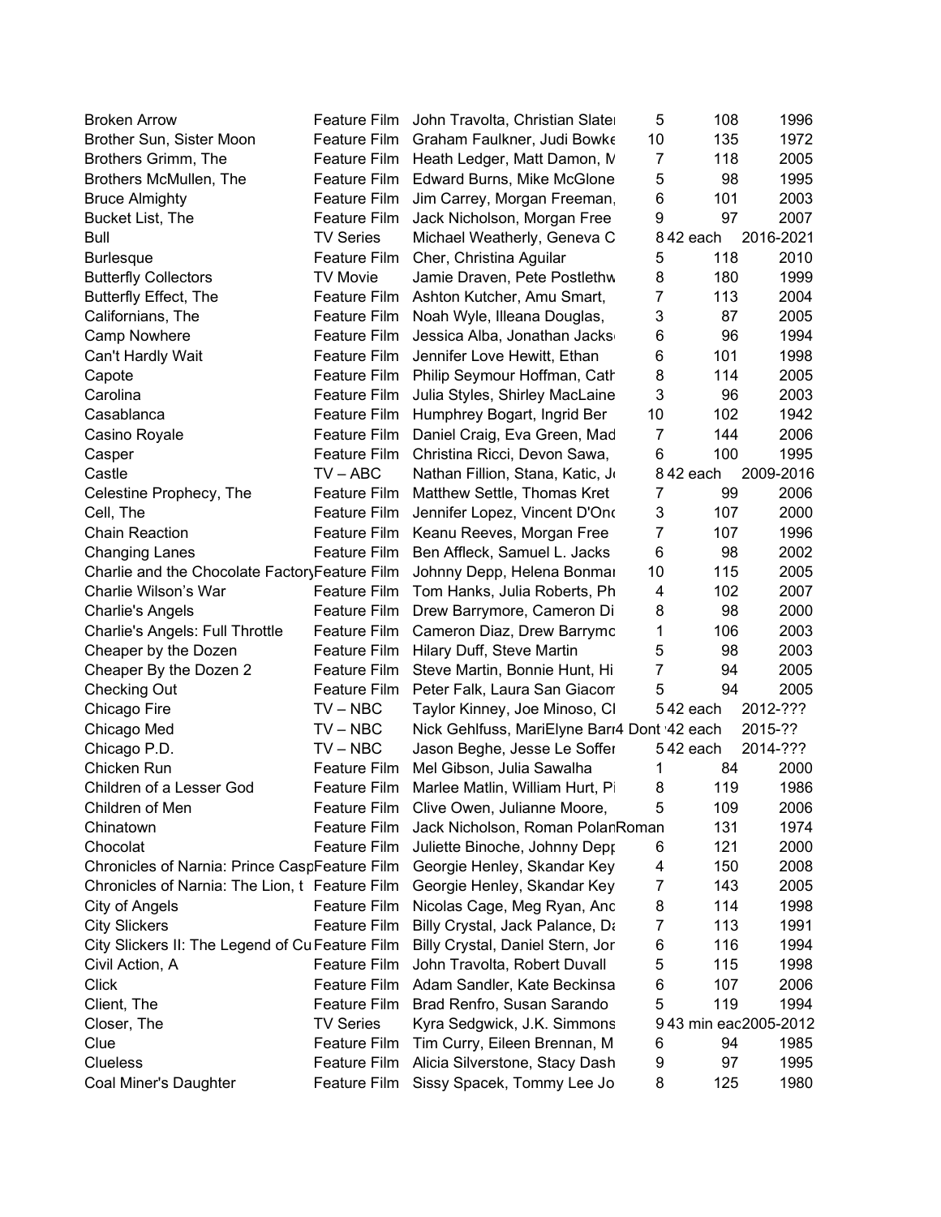| | | | | | |
|---|---|---|---|---|---|
| Broken Arrow | Feature Film | John Travolta, Christian Slater | 5 | 108 | 1996 |
| Brother Sun, Sister Moon | Feature Film | Graham Faulkner, Judi Bowke | 10 | 135 | 1972 |
| Brothers Grimm, The | Feature Film | Heath Ledger, Matt Damon, M | 7 | 118 | 2005 |
| Brothers McMullen, The | Feature Film | Edward Burns, Mike McGlone | 5 | 98 | 1995 |
| Bruce Almighty | Feature Film | Jim Carrey, Morgan Freeman, | 6 | 101 | 2003 |
| Bucket List, The | Feature Film | Jack Nicholson, Morgan Free | 9 | 97 | 2007 |
| Bull | TV Series | Michael Weatherly, Geneva C | 8 | 42 each | 2016-2021 |
| Burlesque | Feature Film | Cher, Christina Aguilar | 5 | 118 | 2010 |
| Butterfly Collectors | TV Movie | Jamie Draven, Pete Postlethw | 8 | 180 | 1999 |
| Butterfly Effect, The | Feature Film | Ashton Kutcher, Amu Smart, | 7 | 113 | 2004 |
| Californians, The | Feature Film | Noah Wyle, Illeana Douglas, | 3 | 87 | 2005 |
| Camp Nowhere | Feature Film | Jessica Alba, Jonathan Jacks | 6 | 96 | 1994 |
| Can't Hardly Wait | Feature Film | Jennifer Love Hewitt, Ethan | 6 | 101 | 1998 |
| Capote | Feature Film | Philip Seymour Hoffman, Cath | 8 | 114 | 2005 |
| Carolina | Feature Film | Julia Styles, Shirley MacLaine | 3 | 96 | 2003 |
| Casablanca | Feature Film | Humphrey Bogart, Ingrid Ber | 10 | 102 | 1942 |
| Casino Royale | Feature Film | Daniel Craig, Eva Green, Mad | 7 | 144 | 2006 |
| Casper | Feature Film | Christina Ricci, Devon Sawa, | 6 | 100 | 1995 |
| Castle | TV – ABC | Nathan Fillion, Stana, Katic, J | 8 | 42 each | 2009-2016 |
| Celestine Prophecy, The | Feature Film | Matthew Settle, Thomas Kret | 7 | 99 | 2006 |
| Cell, The | Feature Film | Jennifer Lopez, Vincent D'Onc | 3 | 107 | 2000 |
| Chain Reaction | Feature Film | Keanu Reeves, Morgan Free | 7 | 107 | 1996 |
| Changing Lanes | Feature Film | Ben Affleck, Samuel L. Jacks | 6 | 98 | 2002 |
| Charlie and the Chocolate Factory | Feature Film | Johnny Depp, Helena Bonmar | 10 | 115 | 2005 |
| Charlie Wilson's War | Feature Film | Tom Hanks, Julia Roberts, Ph | 4 | 102 | 2007 |
| Charlie's Angels | Feature Film | Drew Barrymore, Cameron Di | 8 | 98 | 2000 |
| Charlie's Angels: Full Throttle | Feature Film | Cameron Diaz, Drew Barrymc | 1 | 106 | 2003 |
| Cheaper by the Dozen | Feature Film | Hilary Duff, Steve Martin | 5 | 98 | 2003 |
| Cheaper By the Dozen 2 | Feature Film | Steve Martin, Bonnie Hunt, Hi | 7 | 94 | 2005 |
| Checking Out | Feature Film | Peter Falk, Laura San Giacon | 5 | 94 | 2005 |
| Chicago Fire | TV – NBC | Taylor Kinney, Joe Minoso, Cl | 5 | 42 each | 2012-??? |
| Chicago Med | TV – NBC | Nick Gehlfuss, MariElyne Barr | 4 Dont | 42 each | 2015-?? |
| Chicago P.D. | TV – NBC | Jason Beghe, Jesse Le Soffer | 5 | 42 each | 2014-??? |
| Chicken Run | Feature Film | Mel Gibson, Julia Sawalha | 1 | 84 | 2000 |
| Children of a Lesser God | Feature Film | Marlee Matlin, William Hurt, Pi | 8 | 119 | 1986 |
| Children of Men | Feature Film | Clive Owen, Julianne Moore, | 5 | 109 | 2006 |
| Chinatown | Feature Film | Jack Nicholson, Roman Polan | Roman | 131 | 1974 |
| Chocolat | Feature Film | Juliette Binoche, Johnny Depp | 6 | 121 | 2000 |
| Chronicles of Narnia: Prince Casp | Feature Film | Georgie Henley, Skandar Key | 4 | 150 | 2008 |
| Chronicles of Narnia: The Lion, t | Feature Film | Georgie Henley, Skandar Key | 7 | 143 | 2005 |
| City of Angels | Feature Film | Nicolas Cage, Meg Ryan, Anc | 8 | 114 | 1998 |
| City Slickers | Feature Film | Billy Crystal, Jack Palance, Da | 7 | 113 | 1991 |
| City Slickers II: The Legend of Cu | Feature Film | Billy Crystal, Daniel Stern, Jor | 6 | 116 | 1994 |
| Civil Action, A | Feature Film | John Travolta, Robert Duvall | 5 | 115 | 1998 |
| Click | Feature Film | Adam Sandler, Kate Beckinsa | 6 | 107 | 2006 |
| Client, The | Feature Film | Brad Renfro, Susan Sarando | 5 | 119 | 1994 |
| Closer, The | TV Series | Kyra Sedgwick, J.K. Simmons | 9 | 43 min eac | 2005-2012 |
| Clue | Feature Film | Tim Curry, Eileen Brennan, M | 6 | 94 | 1985 |
| Clueless | Feature Film | Alicia Silverstone, Stacy Dash | 9 | 97 | 1995 |
| Coal Miner's Daughter | Feature Film | Sissy Spacek, Tommy Lee Jo | 8 | 125 | 1980 |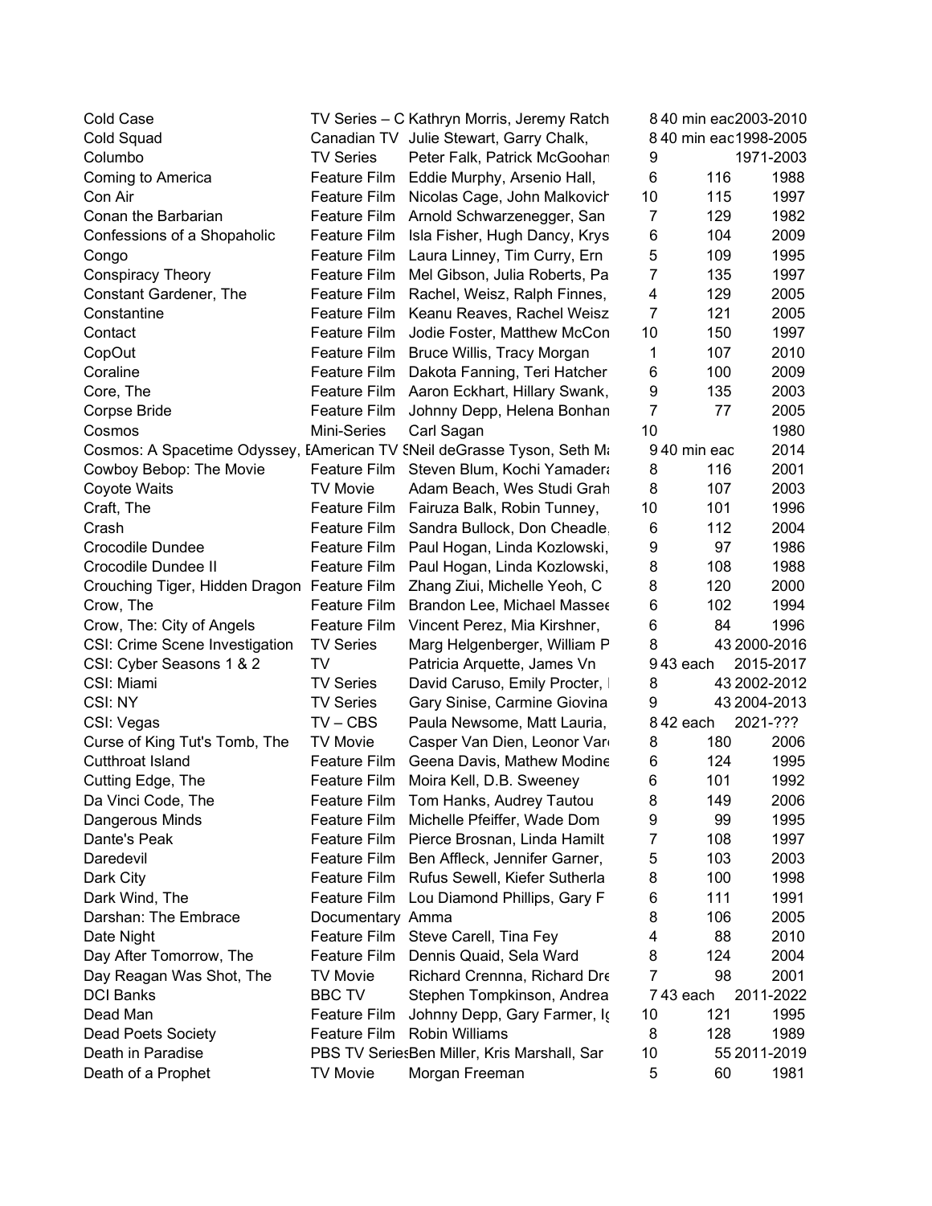| | | | | | |
|---|---|---|---|---|---|
| Cold Case | TV Series – C | Kathryn Morris, Jeremy Ratch | 8 | 40 min eac | 2003-2010 |
| Cold Squad | Canadian TV | Julie Stewart, Garry Chalk, | 8 | 40 min eac | 1998-2005 |
| Columbo | TV Series | Peter Falk, Patrick McGoohan | 9 | | 1971-2003 |
| Coming to America | Feature Film | Eddie Murphy, Arsenio Hall, | 6 | 116 | 1988 |
| Con Air | Feature Film | Nicolas Cage, John Malkovich | 10 | 115 | 1997 |
| Conan the Barbarian | Feature Film | Arnold Schwarzenegger, San | 7 | 129 | 1982 |
| Confessions of a Shopaholic | Feature Film | Isla Fisher, Hugh Dancy, Krys | 6 | 104 | 2009 |
| Congo | Feature Film | Laura Linney, Tim Curry, Ern | 5 | 109 | 1995 |
| Conspiracy Theory | Feature Film | Mel Gibson, Julia Roberts, Pa | 7 | 135 | 1997 |
| Constant Gardener, The | Feature Film | Rachel, Weisz, Ralph Finnes, | 4 | 129 | 2005 |
| Constantine | Feature Film | Keanu Reaves, Rachel Weisz | 7 | 121 | 2005 |
| Contact | Feature Film | Jodie Foster, Matthew McCon | 10 | 150 | 1997 |
| CopOut | Feature Film | Bruce Willis, Tracy Morgan | 1 | 107 | 2010 |
| Coraline | Feature Film | Dakota Fanning, Teri Hatcher | 6 | 100 | 2009 |
| Core, The | Feature Film | Aaron Eckhart, Hillary Swank, | 9 | 135 | 2003 |
| Corpse Bride | Feature Film | Johnny Depp, Helena Bonhan | 7 | 77 | 2005 |
| Cosmos | Mini-Series | Carl Sagan | 10 | | 1980 |
| Cosmos: A Spacetime Odyssey, E | American TV S | Neil deGrasse Tyson, Seth Ma | 9 | 40 min eac | 2014 |
| Cowboy Bebop: The Movie | Feature Film | Steven Blum, Kochi Yamadera | 8 | 116 | 2001 |
| Coyote Waits | TV Movie | Adam Beach, Wes Studi Grah | 8 | 107 | 2003 |
| Craft, The | Feature Film | Fairuza Balk, Robin Tunney, | 10 | 101 | 1996 |
| Crash | Feature Film | Sandra Bullock, Don Cheadle, | 6 | 112 | 2004 |
| Crocodile Dundee | Feature Film | Paul Hogan, Linda Kozlowski, | 9 | 97 | 1986 |
| Crocodile Dundee II | Feature Film | Paul Hogan, Linda Kozlowski, | 8 | 108 | 1988 |
| Crouching Tiger, Hidden Dragon | Feature Film | Zhang Ziui, Michelle Yeoh, C | 8 | 120 | 2000 |
| Crow, The | Feature Film | Brandon Lee, Michael Massee | 6 | 102 | 1994 |
| Crow, The: City of Angels | Feature Film | Vincent Perez, Mia Kirshner, | 6 | 84 | 1996 |
| CSI: Crime Scene Investigation | TV Series | Marg Helgenberger, William P | 8 | 43 | 2000-2016 |
| CSI: Cyber Seasons 1 & 2 | TV | Patricia Arquette, James Vn | 9 | 43 each | 2015-2017 |
| CSI: Miami | TV Series | David Caruso, Emily Procter, | 8 | 43 | 2002-2012 |
| CSI: NY | TV Series | Gary Sinise, Carmine Giovina | 9 | 43 | 2004-2013 |
| CSI: Vegas | TV – CBS | Paula Newsome, Matt Lauria, | 8 | 42 each | 2021-??? |
| Curse of King Tut's Tomb, The | TV Movie | Casper Van Dien, Leonor Var | 8 | 180 | 2006 |
| Cutthroat Island | Feature Film | Geena Davis, Mathew Modine | 6 | 124 | 1995 |
| Cutting Edge, The | Feature Film | Moira Kell, D.B. Sweeney | 6 | 101 | 1992 |
| Da Vinci Code, The | Feature Film | Tom Hanks, Audrey Tautou | 8 | 149 | 2006 |
| Dangerous Minds | Feature Film | Michelle Pfeiffer, Wade Dom | 9 | 99 | 1995 |
| Dante's Peak | Feature Film | Pierce Brosnan, Linda Hamilt | 7 | 108 | 1997 |
| Daredevil | Feature Film | Ben Affleck, Jennifer Garner, | 5 | 103 | 2003 |
| Dark City | Feature Film | Rufus Sewell, Kiefer Sutherla | 8 | 100 | 1998 |
| Dark Wind, The | Feature Film | Lou Diamond Phillips, Gary F | 6 | 111 | 1991 |
| Darshan: The Embrace | Documentary | Amma | 8 | 106 | 2005 |
| Date Night | Feature Film | Steve Carell, Tina Fey | 4 | 88 | 2010 |
| Day After Tomorrow, The | Feature Film | Dennis Quaid, Sela Ward | 8 | 124 | 2004 |
| Day Reagan Was Shot, The | TV Movie | Richard Crennna, Richard Dre | 7 | 98 | 2001 |
| DCI Banks | BBC TV | Stephen Tompkinson, Andrea | 7 | 43 each | 2011-2022 |
| Dead Man | Feature Film | Johnny Depp, Gary Farmer, Ig | 10 | 121 | 1995 |
| Dead Poets Society | Feature Film | Robin Williams | 8 | 128 | 1989 |
| Death in Paradise | PBS TV Series | Ben Miller, Kris Marshall, Sar | 10 | 55 | 2011-2019 |
| Death of a Prophet | TV Movie | Morgan Freeman | 5 | 60 | 1981 |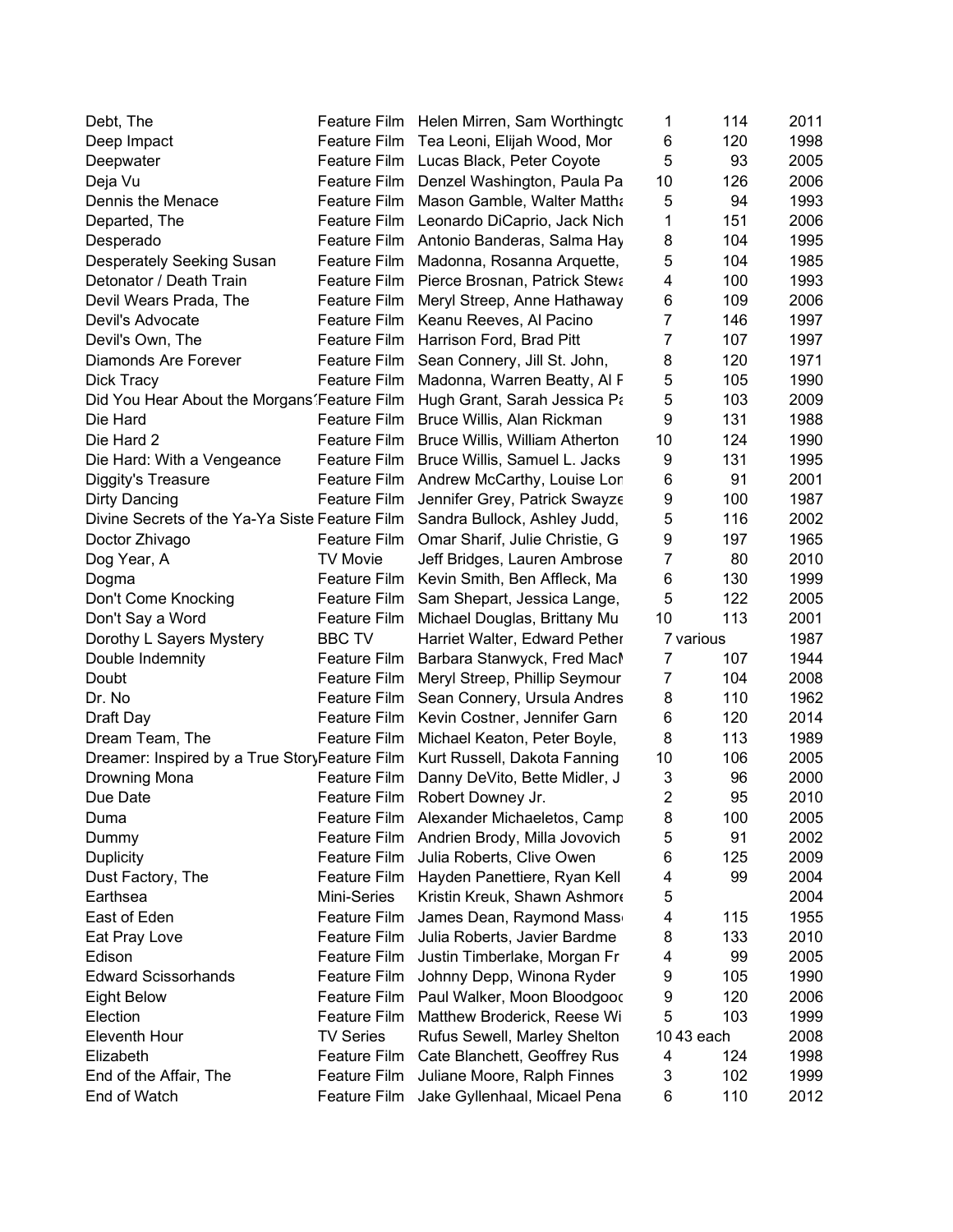| | | | | | |
|---|---|---|---|---|---|
| Debt, The | Feature Film | Helen Mirren, Sam Worthingto | 1 | 114 | 2011 |
| Deep Impact | Feature Film | Tea Leoni, Elijah Wood, Mor | 6 | 120 | 1998 |
| Deepwater | Feature Film | Lucas Black, Peter Coyote | 5 | 93 | 2005 |
| Deja Vu | Feature Film | Denzel Washington, Paula Pa | 10 | 126 | 2006 |
| Dennis the Menace | Feature Film | Mason Gamble, Walter Mattha | 5 | 94 | 1993 |
| Departed, The | Feature Film | Leonardo DiCaprio, Jack Nich | 1 | 151 | 2006 |
| Desperado | Feature Film | Antonio Banderas, Salma Hay | 8 | 104 | 1995 |
| Desperately Seeking Susan | Feature Film | Madonna, Rosanna Arquette, | 5 | 104 | 1985 |
| Detonator / Death Train | Feature Film | Pierce Brosnan, Patrick Stewa | 4 | 100 | 1993 |
| Devil Wears Prada, The | Feature Film | Meryl Streep, Anne Hathaway | 6 | 109 | 2006 |
| Devil's Advocate | Feature Film | Keanu Reeves, Al Pacino | 7 | 146 | 1997 |
| Devil's Own, The | Feature Film | Harrison Ford, Brad Pitt | 7 | 107 | 1997 |
| Diamonds Are Forever | Feature Film | Sean Connery, Jill St. John, | 8 | 120 | 1971 |
| Dick Tracy | Feature Film | Madonna, Warren Beatty, Al F | 5 | 105 | 1990 |
| Did You Hear About the Morgans' | Feature Film | Hugh Grant, Sarah Jessica Pa | 5 | 103 | 2009 |
| Die Hard | Feature Film | Bruce Willis, Alan Rickman | 9 | 131 | 1988 |
| Die Hard 2 | Feature Film | Bruce Willis, William Atherton | 10 | 124 | 1990 |
| Die Hard: With a Vengeance | Feature Film | Bruce Willis, Samuel L. Jacks | 9 | 131 | 1995 |
| Diggity's Treasure | Feature Film | Andrew McCarthy, Louise Lor | 6 | 91 | 2001 |
| Dirty Dancing | Feature Film | Jennifer Grey, Patrick Swayze | 9 | 100 | 1987 |
| Divine Secrets of the Ya-Ya Siste | Feature Film | Sandra Bullock, Ashley Judd, | 5 | 116 | 2002 |
| Doctor Zhivago | Feature Film | Omar Sharif, Julie Christie, G | 9 | 197 | 1965 |
| Dog Year, A | TV Movie | Jeff Bridges, Lauren Ambrose | 7 | 80 | 2010 |
| Dogma | Feature Film | Kevin Smith, Ben Affleck, Ma | 6 | 130 | 1999 |
| Don't Come Knocking | Feature Film | Sam Shepart, Jessica Lange, | 5 | 122 | 2005 |
| Don't Say a Word | Feature Film | Michael Douglas, Brittany Mu | 10 | 113 | 2001 |
| Dorothy L Sayers Mystery | BBC TV | Harriet Walter, Edward Pether | 7 | various | 1987 |
| Double Indemnity | Feature Film | Barbara Stanwyck, Fred MacM | 7 | 107 | 1944 |
| Doubt | Feature Film | Meryl Streep, Phillip Seymour | 7 | 104 | 2008 |
| Dr. No | Feature Film | Sean Connery, Ursula Andres | 8 | 110 | 1962 |
| Draft Day | Feature Film | Kevin Costner, Jennifer Garn | 6 | 120 | 2014 |
| Dream Team, The | Feature Film | Michael Keaton, Peter Boyle, | 8 | 113 | 1989 |
| Dreamer: Inspired by a True Story | Feature Film | Kurt Russell, Dakota Fanning | 10 | 106 | 2005 |
| Drowning Mona | Feature Film | Danny DeVito, Bette Midler, J | 3 | 96 | 2000 |
| Due Date | Feature Film | Robert Downey Jr. | 2 | 95 | 2010 |
| Duma | Feature Film | Alexander Michaeletos, Camp | 8 | 100 | 2005 |
| Dummy | Feature Film | Andrien Brody, Milla Jovovich | 5 | 91 | 2002 |
| Duplicity | Feature Film | Julia Roberts, Clive Owen | 6 | 125 | 2009 |
| Dust Factory, The | Feature Film | Hayden Panettiere, Ryan Kell | 4 | 99 | 2004 |
| Earthsea | Mini-Series | Kristin Kreuk, Shawn Ashmore | 5 | | 2004 |
| East of Eden | Feature Film | James Dean, Raymond Mass | 4 | 115 | 1955 |
| Eat Pray Love | Feature Film | Julia Roberts, Javier Bardme | 8 | 133 | 2010 |
| Edison | Feature Film | Justin Timberlake, Morgan Fr | 4 | 99 | 2005 |
| Edward Scissorhands | Feature Film | Johnny Depp, Winona Ryder | 9 | 105 | 1990 |
| Eight Below | Feature Film | Paul Walker, Moon Bloodgood | 9 | 120 | 2006 |
| Election | Feature Film | Matthew Broderick, Reese Wi | 5 | 103 | 1999 |
| Eleventh Hour | TV Series | Rufus Sewell, Marley Shelton | 10 | 43 each | 2008 |
| Elizabeth | Feature Film | Cate Blanchett, Geoffrey Rus | 4 | 124 | 1998 |
| End of the Affair, The | Feature Film | Juliane Moore, Ralph Finnes | 3 | 102 | 1999 |
| End of Watch | Feature Film | Jake Gyllenhaal, Micael Pena | 6 | 110 | 2012 |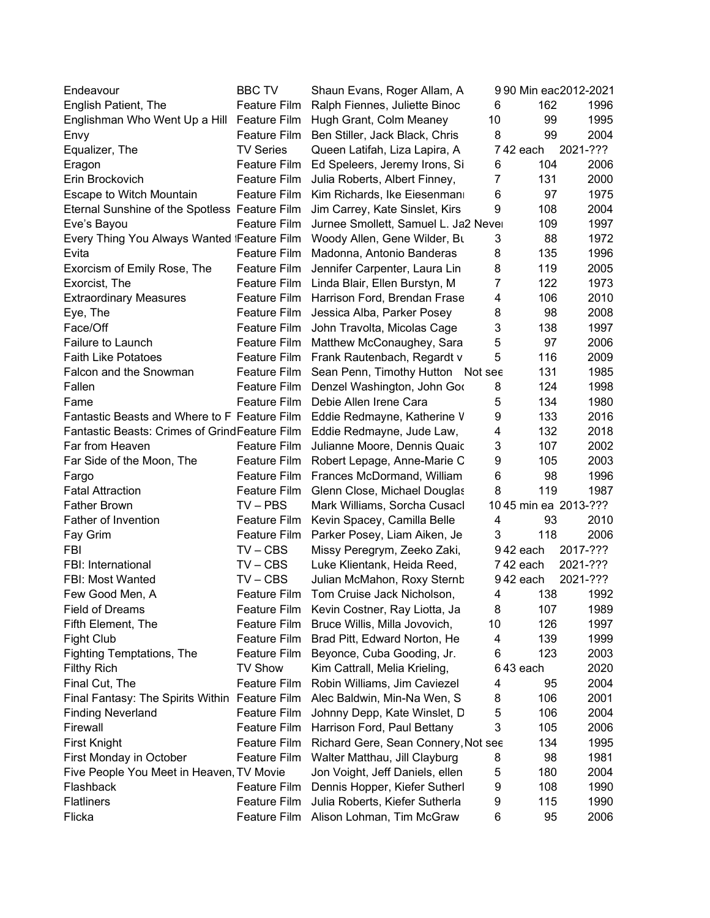| | | | | | |
|---|---|---|---|---|---|
| Endeavour | BBC TV | Shaun Evans, Roger Allam, A | 9 | 90 Min eac | 2012-2021 |
| English Patient, The | Feature Film | Ralph Fiennes, Juliette Binoc | 6 | 162 | 1996 |
| Englishman Who Went Up a Hill | Feature Film | Hugh Grant, Colm Meaney | 10 | 99 | 1995 |
| Envy | Feature Film | Ben Stiller, Jack Black, Chris | 8 | 99 | 2004 |
| Equalizer, The | TV Series | Queen Latifah, Liza Lapira, A | 7 | 42 each | 2021-??? |
| Eragon | Feature Film | Ed Speleers, Jeremy Irons, Si | 6 | 104 | 2006 |
| Erin Brockovich | Feature Film | Julia Roberts, Albert Finney, | 7 | 131 | 2000 |
| Escape to Witch Mountain | Feature Film | Kim Richards, Ike Eiesenman | 6 | 97 | 1975 |
| Eternal Sunshine of the Spotless | Feature Film | Jim Carrey, Kate Sinslet, Kirs | 9 | 108 | 2004 |
| Eve's Bayou | Feature Film | Jurnee Smollett, Samuel L. Ja | 2 Never | 109 | 1997 |
| Every Thing You Always Wanted | Feature Film | Woody Allen, Gene Wilder, Bu | 3 | 88 | 1972 |
| Evita | Feature Film | Madonna, Antonio Banderas | 8 | 135 | 1996 |
| Exorcism of Emily Rose, The | Feature Film | Jennifer Carpenter, Laura Lin | 8 | 119 | 2005 |
| Exorcist, The | Feature Film | Linda Blair, Ellen Burstyn, M | 7 | 122 | 1973 |
| Extraordinary Measures | Feature Film | Harrison Ford, Brendan Frase | 4 | 106 | 2010 |
| Eye, The | Feature Film | Jessica Alba, Parker Posey | 8 | 98 | 2008 |
| Face/Off | Feature Film | John Travolta, Micolas Cage | 3 | 138 | 1997 |
| Failure to Launch | Feature Film | Matthew McConaughey, Sara | 5 | 97 | 2006 |
| Faith Like Potatoes | Feature Film | Frank Rautenbach, Regardt v | 5 | 116 | 2009 |
| Falcon and the Snowman | Feature Film | Sean Penn, Timothy Hutton | Not see | 131 | 1985 |
| Fallen | Feature Film | Denzel Washington, John Goo | 8 | 124 | 1998 |
| Fame | Feature Film | Debie Allen Irene Cara | 5 | 134 | 1980 |
| Fantastic Beasts and Where to F | Feature Film | Eddie Redmayne, Katherine V | 9 | 133 | 2016 |
| Fantastic Beasts: Crimes of Grind | Feature Film | Eddie Redmayne, Jude Law, | 4 | 132 | 2018 |
| Far from Heaven | Feature Film | Julianne Moore, Dennis Quaic | 3 | 107 | 2002 |
| Far Side of the Moon, The | Feature Film | Robert Lepage, Anne-Marie C | 9 | 105 | 2003 |
| Fargo | Feature Film | Frances McDormand, William | 6 | 98 | 1996 |
| Fatal Attraction | Feature Film | Glenn Close, Michael Douglas | 8 | 119 | 1987 |
| Father Brown | TV – PBS | Mark Williams, Sorcha Cusacl | 10 | 45 min ea | 2013-??? |
| Father of Invention | Feature Film | Kevin Spacey, Camilla Belle | 4 | 93 | 2010 |
| Fay Grim | Feature Film | Parker Posey, Liam Aiken, Je | 3 | 118 | 2006 |
| FBI | TV – CBS | Missy Peregrym, Zeeko Zaki, | 9 | 42 each | 2017-??? |
| FBI: International | TV – CBS | Luke Klientank, Heida Reed, | 7 | 42 each | 2021-??? |
| FBI: Most Wanted | TV – CBS | Julian McMahon, Roxy Sternb | 9 | 42 each | 2021-??? |
| Few Good Men, A | Feature Film | Tom Cruise Jack Nicholson, | 4 | 138 | 1992 |
| Field of Dreams | Feature Film | Kevin Costner, Ray Liotta, Ja | 8 | 107 | 1989 |
| Fifth Element, The | Feature Film | Bruce Willis, Milla Jovovich, | 10 | 126 | 1997 |
| Fight Club | Feature Film | Brad Pitt, Edward Norton, He | 4 | 139 | 1999 |
| Fighting Temptations, The | Feature Film | Beyonce, Cuba Gooding, Jr. | 6 | 123 | 2003 |
| Filthy Rich | TV Show | Kim Cattrall, Melia Krieling, | 6 | 43 each | 2020 |
| Final Cut, The | Feature Film | Robin Williams, Jim Caviezel | 4 | 95 | 2004 |
| Final Fantasy: The Spirits Within | Feature Film | Alec Baldwin, Min-Na Wen, S | 8 | 106 | 2001 |
| Finding Neverland | Feature Film | Johnny Depp, Kate Winslet, D | 5 | 106 | 2004 |
| Firewall | Feature Film | Harrison Ford, Paul Bettany | 3 | 105 | 2006 |
| First Knight | Feature Film | Richard Gere, Sean Connery, | Not see | 134 | 1995 |
| First Monday in October | Feature Film | Walter Matthau, Jill Clayburg | 8 | 98 | 1981 |
| Five People You Meet in Heaven, | TV Movie | Jon Voight, Jeff Daniels, ellen | 5 | 180 | 2004 |
| Flashback | Feature Film | Dennis Hopper, Kiefer Sutherl | 9 | 108 | 1990 |
| Flatliners | Feature Film | Julia Roberts, Kiefer Sutherla | 9 | 115 | 1990 |
| Flicka | Feature Film | Alison Lohman, Tim McGraw | 6 | 95 | 2006 |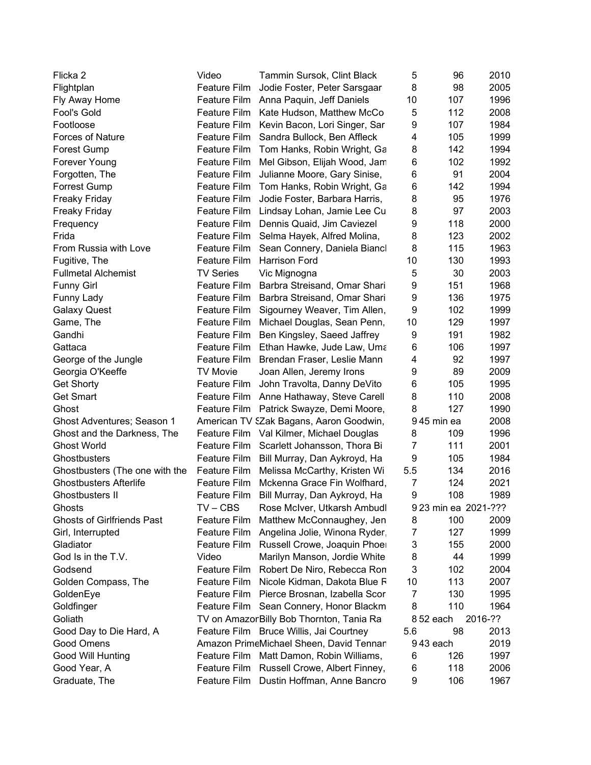| | | | | | |
|---|---|---|---|---|---|
| Flicka 2 | Video | Tammin Sursok, Clint Black | 5 | 96 | 2010 |
| Flightplan | Feature Film | Jodie Foster, Peter Sarsgaar | 8 | 98 | 2005 |
| Fly Away Home | Feature Film | Anna Paquin, Jeff Daniels | 10 | 107 | 1996 |
| Fool's Gold | Feature Film | Kate Hudson, Matthew McCo | 5 | 112 | 2008 |
| Footloose | Feature Film | Kevin Bacon, Lori Singer, Sar | 9 | 107 | 1984 |
| Forces of Nature | Feature Film | Sandra Bullock, Ben Affleck | 4 | 105 | 1999 |
| Forest Gump | Feature Film | Tom Hanks, Robin Wright, Ga | 8 | 142 | 1994 |
| Forever Young | Feature Film | Mel Gibson, Elijah Wood, Jam | 6 | 102 | 1992 |
| Forgotten, The | Feature Film | Julianne Moore, Gary Sinise, | 6 | 91 | 2004 |
| Forrest Gump | Feature Film | Tom Hanks, Robin Wright, Ga | 6 | 142 | 1994 |
| Freaky Friday | Feature Film | Jodie Foster, Barbara Harris, | 8 | 95 | 1976 |
| Freaky Friday | Feature Film | Lindsay Lohan, Jamie Lee Cu | 8 | 97 | 2003 |
| Frequency | Feature Film | Dennis Quaid, Jim Caviezel | 9 | 118 | 2000 |
| Frida | Feature Film | Selma Hayek, Alfred Molina, | 8 | 123 | 2002 |
| From Russia with Love | Feature Film | Sean Connery, Daniela Biancl | 8 | 115 | 1963 |
| Fugitive, The | Feature Film | Harrison Ford | 10 | 130 | 1993 |
| Fullmetal Alchemist | TV Series | Vic Mignogna | 5 | 30 | 2003 |
| Funny Girl | Feature Film | Barbra Streisand, Omar Shari | 9 | 151 | 1968 |
| Funny Lady | Feature Film | Barbra Streisand, Omar Shari | 9 | 136 | 1975 |
| Galaxy Quest | Feature Film | Sigourney Weaver, Tim Allen, | 9 | 102 | 1999 |
| Game, The | Feature Film | Michael Douglas, Sean Penn, | 10 | 129 | 1997 |
| Gandhi | Feature Film | Ben Kingsley, Saeed Jaffrey | 9 | 191 | 1982 |
| Gattaca | Feature Film | Ethan Hawke, Jude Law, Uma | 6 | 106 | 1997 |
| George of the Jungle | Feature Film | Brendan Fraser, Leslie Mann | 4 | 92 | 1997 |
| Georgia O'Keeffe | TV Movie | Joan Allen, Jeremy Irons | 9 | 89 | 2009 |
| Get Shorty | Feature Film | John Travolta, Danny DeVito | 6 | 105 | 1995 |
| Get Smart | Feature Film | Anne Hathaway, Steve Carell | 8 | 110 | 2008 |
| Ghost | Feature Film | Patrick Swayze, Demi Moore, | 8 | 127 | 1990 |
| Ghost Adventures; Season 1 | American TV S | Zak Bagans, Aaron Goodwin, | 9 | 45 min ea | 2008 |
| Ghost and the Darkness, The | Feature Film | Val Kilmer, Michael Douglas | 8 | 109 | 1996 |
| Ghost World | Feature Film | Scarlett Johansson, Thora Bi | 7 | 111 | 2001 |
| Ghostbusters | Feature Film | Bill Murray, Dan Aykroyd, Ha | 9 | 105 | 1984 |
| Ghostbusters (The one with the | Feature Film | Melissa McCarthy, Kristen Wi | 5.5 | 134 | 2016 |
| Ghostbusters Afterlife | Feature Film | Mckenna Grace Fin Wolfhard, | 7 | 124 | 2021 |
| Ghostbusters II | Feature Film | Bill Murray, Dan Aykroyd, Ha | 9 | 108 | 1989 |
| Ghosts | TV – CBS | Rose McIver, Utkarsh Ambudl | 9 | 23 min ea | 2021-??? |
| Ghosts of Girlfriends Past | Feature Film | Matthew McConnaughey, Jen | 8 | 100 | 2009 |
| Girl, Interrupted | Feature Film | Angelina Jolie, Winona Ryder, | 7 | 127 | 1999 |
| Gladiator | Feature Film | Russell Crowe, Joaquin Phoe | 3 | 155 | 2000 |
| God Is in the T.V. | Video | Marilyn Manson, Jordie White | 8 | 44 | 1999 |
| Godsend | Feature Film | Robert De Niro, Rebecca Ron | 3 | 102 | 2004 |
| Golden Compass, The | Feature Film | Nicole Kidman, Dakota Blue R | 10 | 113 | 2007 |
| GoldenEye | Feature Film | Pierce Brosnan, Izabella Scor | 7 | 130 | 1995 |
| Goldfinger | Feature Film | Sean Connery, Honor Blackm | 8 | 110 | 1964 |
| Goliath | TV on Amazon | Billy Bob Thornton, Tania Ra | 8 | 52 each | 2016-?? |
| Good Day to Die Hard, A | Feature Film | Bruce Willis, Jai Courtney | 5.6 | 98 | 2013 |
| Good Omens | Amazon Prime | Michael Sheen, David Tennan | 9 | 43 each | 2019 |
| Good Will Hunting | Feature Film | Matt Damon, Robin Williams, | 6 | 126 | 1997 |
| Good Year, A | Feature Film | Russell Crowe, Albert Finney, | 6 | 118 | 2006 |
| Graduate, The | Feature Film | Dustin Hoffman, Anne Bancro | 9 | 106 | 1967 |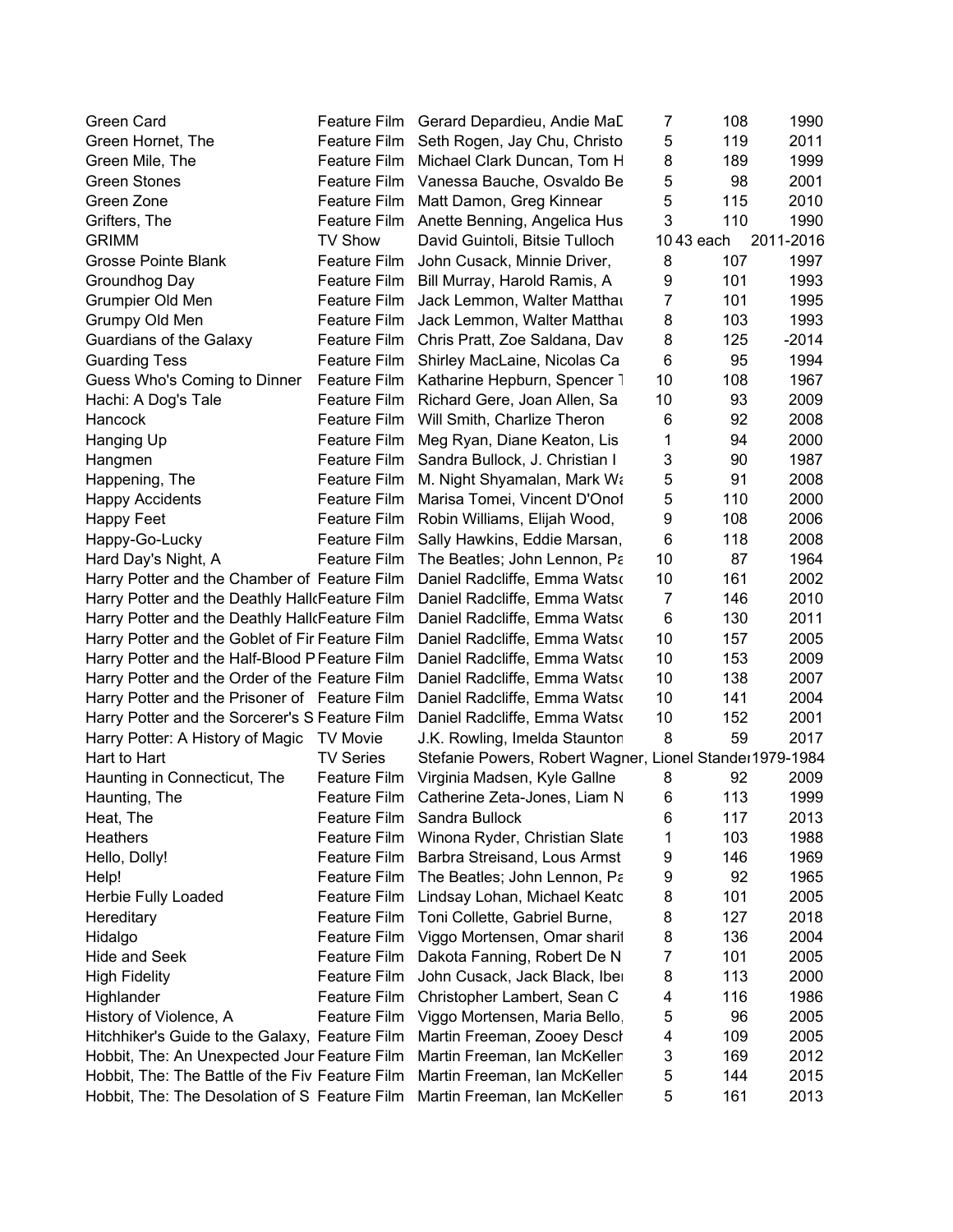| | | | | | |
|---|---|---|---|---|---|
| Green Card | Feature Film | Gerard Depardieu, Andie MaD | 7 | 108 | 1990 |
| Green Hornet, The | Feature Film | Seth Rogen, Jay Chu, Christo | 5 | 119 | 2011 |
| Green Mile, The | Feature Film | Michael Clark Duncan, Tom H | 8 | 189 | 1999 |
| Green Stones | Feature Film | Vanessa Bauche, Osvaldo Be | 5 | 98 | 2001 |
| Green Zone | Feature Film | Matt Damon, Greg Kinnear | 5 | 115 | 2010 |
| Grifters, The | Feature Film | Anette Benning, Angelica Hus | 3 | 110 | 1990 |
| GRIMM | TV Show | David Guintoli, Bitsie Tulloch | 10 | 43 each | 2011-2016 |
| Grosse Pointe Blank | Feature Film | John Cusack, Minnie Driver, | 8 | 107 | 1997 |
| Groundhog Day | Feature Film | Bill Murray, Harold Ramis, A | 9 | 101 | 1993 |
| Grumpier Old Men | Feature Film | Jack Lemmon, Walter Matthau | 7 | 101 | 1995 |
| Grumpy Old Men | Feature Film | Jack Lemmon, Walter Matthau | 8 | 103 | 1993 |
| Guardians of the Galaxy | Feature Film | Chris Pratt, Zoe Saldana, Dav | 8 | 125 | -2014 |
| Guarding Tess | Feature Film | Shirley MacLaine, Nicolas Ca | 6 | 95 | 1994 |
| Guess Who's Coming to Dinner | Feature Film | Katharine Hepburn, Spencer T | 10 | 108 | 1967 |
| Hachi: A Dog's Tale | Feature Film | Richard Gere, Joan Allen, Sa | 10 | 93 | 2009 |
| Hancock | Feature Film | Will Smith, Charlize Theron | 6 | 92 | 2008 |
| Hanging Up | Feature Film | Meg Ryan, Diane Keaton, Lis | 1 | 94 | 2000 |
| Hangmen | Feature Film | Sandra Bullock, J. Christian I | 3 | 90 | 1987 |
| Happening, The | Feature Film | M. Night Shyamalan, Mark Wa | 5 | 91 | 2008 |
| Happy Accidents | Feature Film | Marisa Tomei, Vincent D'Onof | 5 | 110 | 2000 |
| Happy Feet | Feature Film | Robin Williams, Elijah Wood, | 9 | 108 | 2006 |
| Happy-Go-Lucky | Feature Film | Sally Hawkins, Eddie Marsan, | 6 | 118 | 2008 |
| Hard Day's Night, A | Feature Film | The Beatles; John Lennon, Pa | 10 | 87 | 1964 |
| Harry Potter and the Chamber of | Feature Film | Daniel Radcliffe, Emma Watso | 10 | 161 | 2002 |
| Harry Potter and the Deathly Hallo | Feature Film | Daniel Radcliffe, Emma Watso | 7 | 146 | 2010 |
| Harry Potter and the Deathly Hallo | Feature Film | Daniel Radcliffe, Emma Watso | 6 | 130 | 2011 |
| Harry Potter and the Goblet of Fir | Feature Film | Daniel Radcliffe, Emma Watso | 10 | 157 | 2005 |
| Harry Potter and the Half-Blood P | Feature Film | Daniel Radcliffe, Emma Watso | 10 | 153 | 2009 |
| Harry Potter and the Order of the | Feature Film | Daniel Radcliffe, Emma Watso | 10 | 138 | 2007 |
| Harry Potter and the Prisoner of | Feature Film | Daniel Radcliffe, Emma Watso | 10 | 141 | 2004 |
| Harry Potter and the Sorcerer's S | Feature Film | Daniel Radcliffe, Emma Watso | 10 | 152 | 2001 |
| Harry Potter: A History of Magic | TV Movie | J.K. Rowling, Imelda Staunton | 8 | 59 | 2017 |
| Hart to Hart | TV Series | Stefanie Powers, Robert Wagner, Lionel Stander | | | 1979-1984 |
| Haunting in Connecticut, The | Feature Film | Virginia Madsen, Kyle Gallne | 8 | 92 | 2009 |
| Haunting, The | Feature Film | Catherine Zeta-Jones, Liam N | 6 | 113 | 1999 |
| Heat, The | Feature Film | Sandra Bullock | 6 | 117 | 2013 |
| Heathers | Feature Film | Winona Ryder, Christian Slate | 1 | 103 | 1988 |
| Hello, Dolly! | Feature Film | Barbra Streisand, Lous Armst | 9 | 146 | 1969 |
| Help! | Feature Film | The Beatles; John Lennon, Pa | 9 | 92 | 1965 |
| Herbie Fully Loaded | Feature Film | Lindsay Lohan, Michael Keato | 8 | 101 | 2005 |
| Hereditary | Feature Film | Toni Collette, Gabriel Burne, | 8 | 127 | 2018 |
| Hidalgo | Feature Film | Viggo Mortensen, Omar sharif | 8 | 136 | 2004 |
| Hide and Seek | Feature Film | Dakota Fanning, Robert De N | 7 | 101 | 2005 |
| High Fidelity | Feature Film | John Cusack, Jack Black, Iber | 8 | 113 | 2000 |
| Highlander | Feature Film | Christopher Lambert, Sean C | 4 | 116 | 1986 |
| History of Violence, A | Feature Film | Viggo Mortensen, Maria Bello, | 5 | 96 | 2005 |
| Hitchhiker's Guide to the Galaxy, | Feature Film | Martin Freeman, Zooey Desch | 4 | 109 | 2005 |
| Hobbit, The: An Unexpected Jour | Feature Film | Martin Freeman, Ian McKellen | 3 | 169 | 2012 |
| Hobbit, The: The Battle of the Fiv | Feature Film | Martin Freeman, Ian McKellen | 5 | 144 | 2015 |
| Hobbit, The: The Desolation of S | Feature Film | Martin Freeman, Ian McKellen | 5 | 161 | 2013 |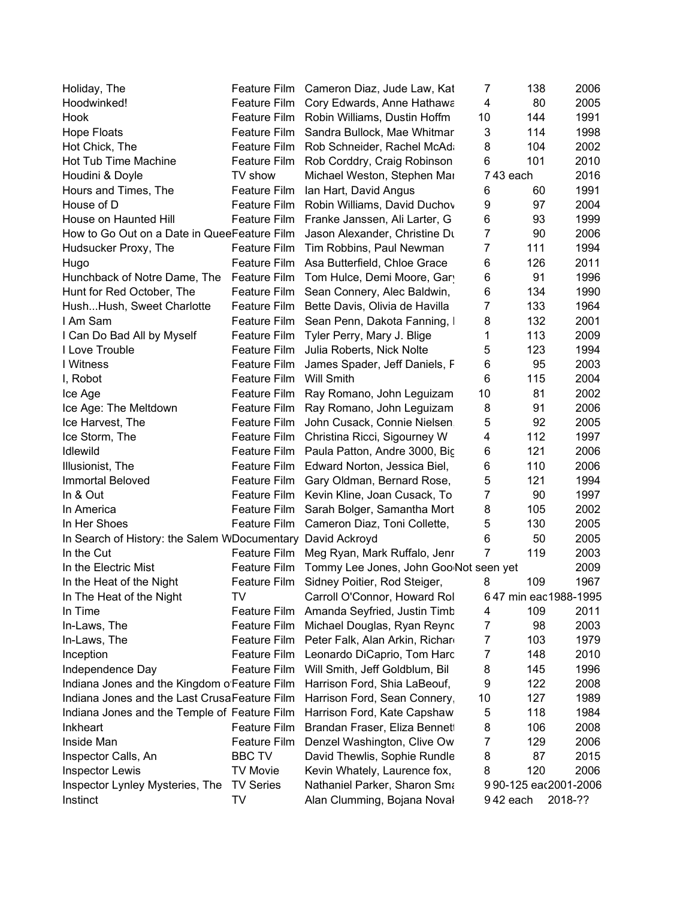| | | | | | |
|---|---|---|---|---|---|
| Holiday, The | Feature Film | Cameron Diaz, Jude Law, Kat | 7 | 138 | 2006 |
| Hoodwinked! | Feature Film | Cory Edwards, Anne Hathawa | 4 | 80 | 2005 |
| Hook | Feature Film | Robin Williams, Dustin Hoffm | 10 | 144 | 1991 |
| Hope Floats | Feature Film | Sandra Bullock, Mae Whitmar | 3 | 114 | 1998 |
| Hot Chick, The | Feature Film | Rob Schneider, Rachel McAd | 8 | 104 | 2002 |
| Hot Tub Time Machine | Feature Film | Rob Corddry, Craig Robinson | 6 | 101 | 2010 |
| Houdini & Doyle | TV show | Michael Weston, Stephen Mar | 7 | 43 each | 2016 |
| Hours and Times, The | Feature Film | Ian Hart, David Angus | 6 | 60 | 1991 |
| House of D | Feature Film | Robin Williams, David Duchov | 9 | 97 | 2004 |
| House on Haunted Hill | Feature Film | Franke Janssen, Ali Larter, G | 6 | 93 | 1999 |
| How to Go Out on a Date in Quee | Feature Film | Jason Alexander, Christine Du | 7 | 90 | 2006 |
| Hudsucker Proxy, The | Feature Film | Tim Robbins, Paul Newman | 7 | 111 | 1994 |
| Hugo | Feature Film | Asa Butterfield, Chloe Grace | 6 | 126 | 2011 |
| Hunchback of Notre Dame, The | Feature Film | Tom Hulce, Demi Moore, Gary | 6 | 91 | 1996 |
| Hunt for Red October, The | Feature Film | Sean Connery, Alec Baldwin, | 6 | 134 | 1990 |
| Hush...Hush, Sweet Charlotte | Feature Film | Bette Davis, Olivia de Havilla | 7 | 133 | 1964 |
| I Am Sam | Feature Film | Sean Penn, Dakota Fanning, I | 8 | 132 | 2001 |
| I Can Do Bad All by Myself | Feature Film | Tyler Perry, Mary J. Blige | 1 | 113 | 2009 |
| I Love Trouble | Feature Film | Julia Roberts, Nick Nolte | 5 | 123 | 1994 |
| I Witness | Feature Film | James Spader, Jeff Daniels, F | 6 | 95 | 2003 |
| I, Robot | Feature Film | Will Smith | 6 | 115 | 2004 |
| Ice Age | Feature Film | Ray Romano, John Leguizam | 10 | 81 | 2002 |
| Ice Age: The Meltdown | Feature Film | Ray Romano, John Leguizam | 8 | 91 | 2006 |
| Ice Harvest, The | Feature Film | John Cusack, Connie Nielsen | 5 | 92 | 2005 |
| Ice Storm, The | Feature Film | Christina Ricci, Sigourney W | 4 | 112 | 1997 |
| Idlewild | Feature Film | Paula Patton, Andre 3000, Big | 6 | 121 | 2006 |
| Illusionist, The | Feature Film | Edward Norton, Jessica Biel, | 6 | 110 | 2006 |
| Immortal Beloved | Feature Film | Gary Oldman, Bernard Rose, | 5 | 121 | 1994 |
| In & Out | Feature Film | Kevin Kline, Joan Cusack, To | 7 | 90 | 1997 |
| In America | Feature Film | Sarah Bolger, Samantha Mort | 8 | 105 | 2002 |
| In Her Shoes | Feature Film | Cameron Diaz, Toni Collette, | 5 | 130 | 2005 |
| In Search of History: the Salem W | Documentary | David Ackroyd | 6 | 50 | 2005 |
| In the Cut | Feature Film | Meg Ryan, Mark Ruffalo, Jenr | 7 | 119 | 2003 |
| In the Electric Mist | Feature Film | Tommy Lee Jones, John Goo | Not seen yet | | 2009 |
| In the Heat of the Night | Feature Film | Sidney Poitier, Rod Steiger, | 8 | 109 | 1967 |
| In The Heat of the Night | TV | Carroll O'Connor, Howard Rol | 6 | 47 min eac | 1988-1995 |
| In Time | Feature Film | Amanda Seyfried, Justin Timb | 4 | 109 | 2011 |
| In-Laws, The | Feature Film | Michael Douglas, Ryan Reync | 7 | 98 | 2003 |
| In-Laws, The | Feature Film | Peter Falk, Alan Arkin, Richar | 7 | 103 | 1979 |
| Inception | Feature Film | Leonardo DiCaprio, Tom Harc | 7 | 148 | 2010 |
| Independence Day | Feature Film | Will Smith, Jeff Goldblum, Bil | 8 | 145 | 1996 |
| Indiana Jones and the Kingdom o | Feature Film | Harrison Ford, Shia LaBeouf, | 9 | 122 | 2008 |
| Indiana Jones and the Last Crusa | Feature Film | Harrison Ford, Sean Connery, | 10 | 127 | 1989 |
| Indiana Jones and the Temple of | Feature Film | Harrison Ford, Kate Capshaw | 5 | 118 | 1984 |
| Inkheart | Feature Film | Brandan Fraser, Eliza Bennett | 8 | 106 | 2008 |
| Inside Man | Feature Film | Denzel Washington, Clive Ow | 7 | 129 | 2006 |
| Inspector Calls, An | BBC TV | David Thewlis, Sophie Rundle | 8 | 87 | 2015 |
| Inspector Lewis | TV Movie | Kevin Whately, Laurence fox, | 8 | 120 | 2006 |
| Inspector Lynley Mysteries, The | TV Series | Nathaniel Parker, Sharon Sma | 9 | 90-125 eac | 2001-2006 |
| Instinct | TV | Alan Clumming, Bojana Noval | 9 | 42 each | 2018-?? |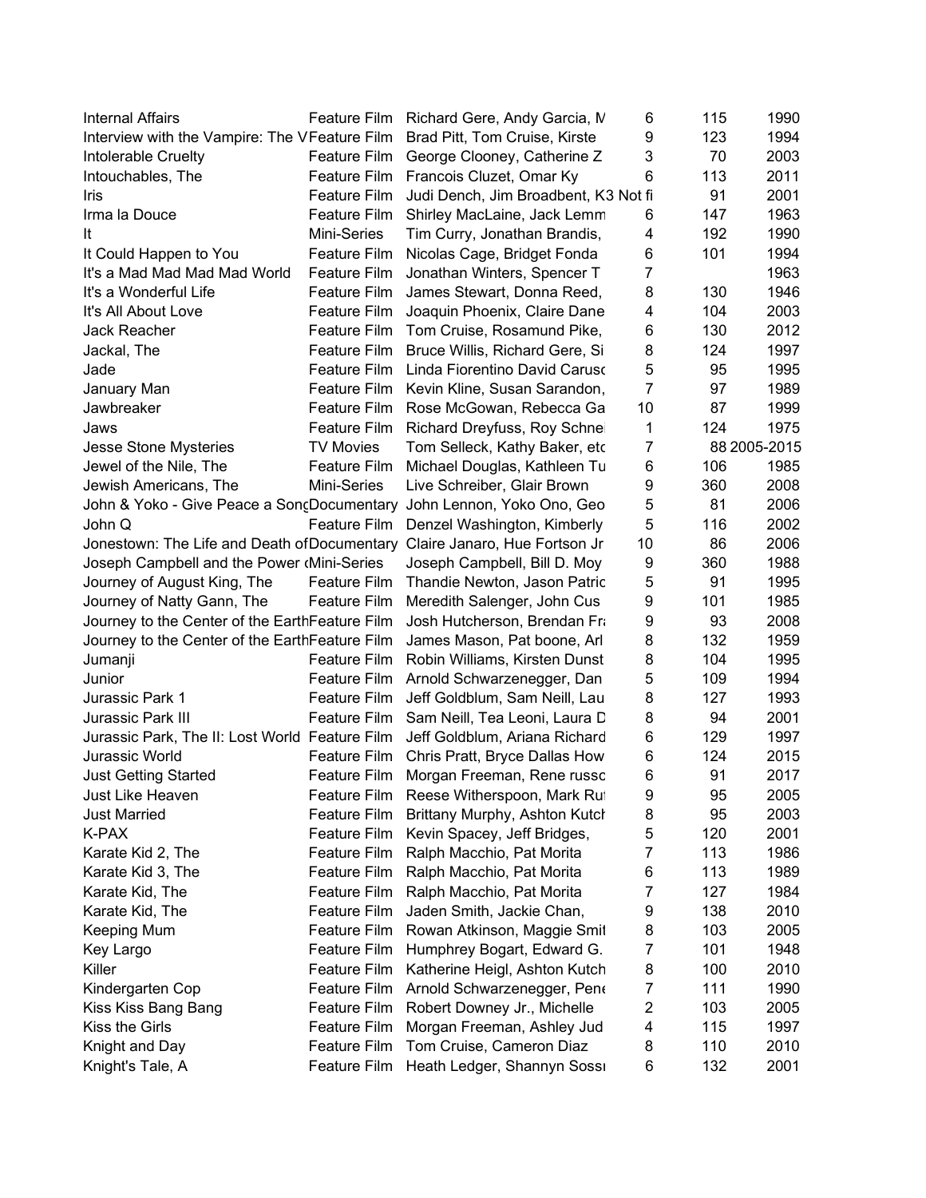| | | | | | |
|---|---|---|---|---|---|
| Internal Affairs | Feature Film | Richard Gere, Andy Garcia, M | 6 | 115 | 1990 |
| Interview with the Vampire: The V | Feature Film | Brad Pitt, Tom Cruise, Kirste | 9 | 123 | 1994 |
| Intolerable Cruelty | Feature Film | George Clooney, Catherine Z | 3 | 70 | 2003 |
| Intouchables, The | Feature Film | Francois Cluzet, Omar Ky | 6 | 113 | 2011 |
| Iris | Feature Film | Judi Dench, Jim Broadbent, K | 3 Not fi | 91 | 2001 |
| Irma la Douce | Feature Film | Shirley MacLaine, Jack Lemm | 6 | 147 | 1963 |
| It | Mini-Series | Tim Curry, Jonathan Brandis, | 4 | 192 | 1990 |
| It Could Happen to You | Feature Film | Nicolas Cage, Bridget Fonda | 6 | 101 | 1994 |
| It's a Mad Mad Mad Mad World | Feature Film | Jonathan Winters, Spencer T | 7 | | 1963 |
| It's a Wonderful Life | Feature Film | James Stewart, Donna Reed, | 8 | 130 | 1946 |
| It's All About Love | Feature Film | Joaquin Phoenix, Claire Dane | 4 | 104 | 2003 |
| Jack Reacher | Feature Film | Tom Cruise, Rosamund Pike, | 6 | 130 | 2012 |
| Jackal, The | Feature Film | Bruce Willis, Richard Gere, Si | 8 | 124 | 1997 |
| Jade | Feature Film | Linda Fiorentino David Caruso | 5 | 95 | 1995 |
| January Man | Feature Film | Kevin Kline, Susan Sarandon, | 7 | 97 | 1989 |
| Jawbreaker | Feature Film | Rose McGowan, Rebecca Ga | 10 | 87 | 1999 |
| Jaws | Feature Film | Richard Dreyfuss, Roy Schnei | 1 | 124 | 1975 |
| Jesse Stone Mysteries | TV Movies | Tom Selleck, Kathy Baker, etc | 7 | 88 | 2005-2015 |
| Jewel of the Nile, The | Feature Film | Michael Douglas, Kathleen Tu | 6 | 106 | 1985 |
| Jewish Americans, The | Mini-Series | Live Schreiber, Glair Brown | 9 | 360 | 2008 |
| John & Yoko - Give Peace a Song | Documentary | John Lennon, Yoko Ono, Geo | 5 | 81 | 2006 |
| John Q | Feature Film | Denzel Washington, Kimberly | 5 | 116 | 2002 |
| Jonestown: The Life and Death of | Documentary | Claire Janaro, Hue Fortson Jr | 10 | 86 | 2006 |
| Joseph Campbell and the Power ( | Mini-Series | Joseph Campbell, Bill D. Moy | 9 | 360 | 1988 |
| Journey of August King, The | Feature Film | Thandie Newton, Jason Patric | 5 | 91 | 1995 |
| Journey of Natty Gann, The | Feature Film | Meredith Salenger, John Cus | 9 | 101 | 1985 |
| Journey to the Center of the Earth | Feature Film | Josh Hutcherson, Brendan Fra | 9 | 93 | 2008 |
| Journey to the Center of the Earth | Feature Film | James Mason, Pat boone, Arl | 8 | 132 | 1959 |
| Jumanji | Feature Film | Robin Williams, Kirsten Dunst | 8 | 104 | 1995 |
| Junior | Feature Film | Arnold Schwarzenegger, Dan | 5 | 109 | 1994 |
| Jurassic Park 1 | Feature Film | Jeff Goldblum, Sam Neill, Lau | 8 | 127 | 1993 |
| Jurassic Park III | Feature Film | Sam Neill, Tea Leoni, Laura D | 8 | 94 | 2001 |
| Jurassic Park, The II: Lost World | Feature Film | Jeff Goldblum, Ariana Richard | 6 | 129 | 1997 |
| Jurassic World | Feature Film | Chris Pratt, Bryce Dallas How | 6 | 124 | 2015 |
| Just Getting Started | Feature Film | Morgan Freeman, Rene russo | 6 | 91 | 2017 |
| Just Like Heaven | Feature Film | Reese Witherspoon, Mark Ru | 9 | 95 | 2005 |
| Just Married | Feature Film | Brittany Murphy, Ashton Kutch | 8 | 95 | 2003 |
| K-PAX | Feature Film | Kevin Spacey, Jeff Bridges, | 5 | 120 | 2001 |
| Karate Kid 2, The | Feature Film | Ralph Macchio, Pat Morita | 7 | 113 | 1986 |
| Karate Kid 3, The | Feature Film | Ralph Macchio, Pat Morita | 6 | 113 | 1989 |
| Karate Kid, The | Feature Film | Ralph Macchio, Pat Morita | 7 | 127 | 1984 |
| Karate Kid, The | Feature Film | Jaden Smith, Jackie Chan, | 9 | 138 | 2010 |
| Keeping Mum | Feature Film | Rowan Atkinson, Maggie Smit | 8 | 103 | 2005 |
| Key Largo | Feature Film | Humphrey Bogart, Edward G. | 7 | 101 | 1948 |
| Killer | Feature Film | Katherine Heigl, Ashton Kutch | 8 | 100 | 2010 |
| Kindergarten Cop | Feature Film | Arnold Schwarzenegger, Pene | 7 | 111 | 1990 |
| Kiss Kiss Bang Bang | Feature Film | Robert Downey Jr., Michelle | 2 | 103 | 2005 |
| Kiss the Girls | Feature Film | Morgan Freeman, Ashley Jud | 4 | 115 | 1997 |
| Knight and Day | Feature Film | Tom Cruise, Cameron Diaz | 8 | 110 | 2010 |
| Knight's Tale, A | Feature Film | Heath Ledger, Shannyn Sossa | 6 | 132 | 2001 |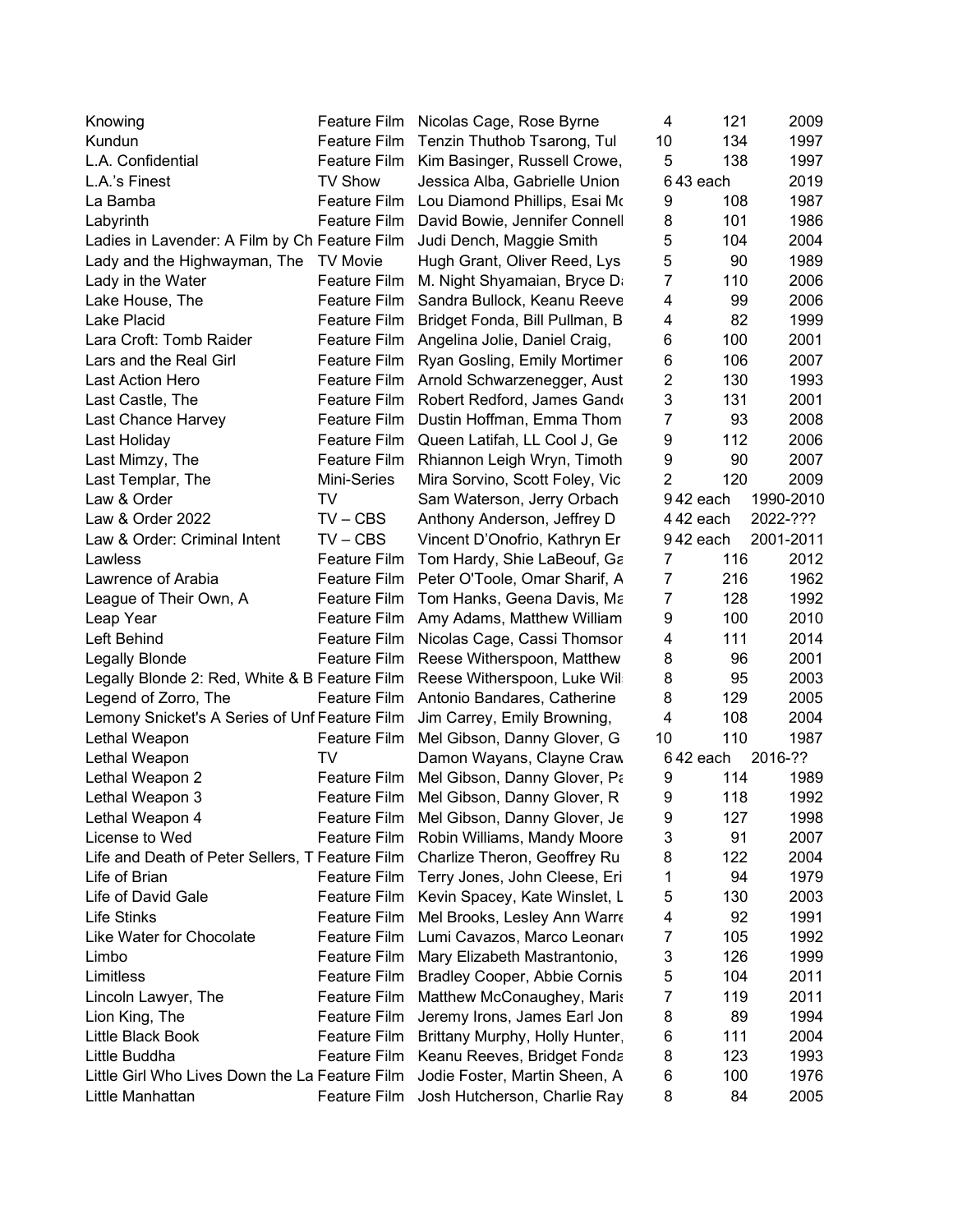| | | | | | |
|---|---|---|---|---|---|
| Knowing | Feature Film | Nicolas Cage, Rose Byrne | 4 | 121 | 2009 |
| Kundun | Feature Film | Tenzin Thuthob Tsarong, Tul | 10 | 134 | 1997 |
| L.A. Confidential | Feature Film | Kim Basinger, Russell Crowe, | 5 | 138 | 1997 |
| L.A.'s Finest | TV Show | Jessica Alba, Gabrielle Union | 6 | 43 each | 2019 |
| La Bamba | Feature Film | Lou Diamond Phillips, Esai Mo | 9 | 108 | 1987 |
| Labyrinth | Feature Film | David Bowie, Jennifer Connell | 8 | 101 | 1986 |
| Ladies in Lavender: A Film by Ch | Feature Film | Judi Dench, Maggie Smith | 5 | 104 | 2004 |
| Lady and the Highwayman, The | TV Movie | Hugh Grant, Oliver Reed, Lys | 5 | 90 | 1989 |
| Lady in the Water | Feature Film | M. Night Shyamaian, Bryce Da | 7 | 110 | 2006 |
| Lake House, The | Feature Film | Sandra Bullock, Keanu Reeve | 4 | 99 | 2006 |
| Lake Placid | Feature Film | Bridget Fonda, Bill Pullman, B | 4 | 82 | 1999 |
| Lara Croft: Tomb Raider | Feature Film | Angelina Jolie, Daniel Craig, | 6 | 100 | 2001 |
| Lars and the Real Girl | Feature Film | Ryan Gosling, Emily Mortimer | 6 | 106 | 2007 |
| Last Action Hero | Feature Film | Arnold Schwarzenegger, Aust | 2 | 130 | 1993 |
| Last Castle, The | Feature Film | Robert Redford, James Gando | 3 | 131 | 2001 |
| Last Chance Harvey | Feature Film | Dustin Hoffman, Emma Thom | 7 | 93 | 2008 |
| Last Holiday | Feature Film | Queen Latifah, LL Cool J, Ge | 9 | 112 | 2006 |
| Last Mimzy, The | Feature Film | Rhiannon Leigh Wryn, Timoth | 9 | 90 | 2007 |
| Last Templar, The | Mini-Series | Mira Sorvino, Scott Foley, Vic | 2 | 120 | 2009 |
| Law & Order | TV | Sam Waterson, Jerry Orbach | 9 | 42 each | 1990-2010 |
| Law & Order 2022 | TV – CBS | Anthony Anderson, Jeffrey D | 4 | 42 each | 2022-??? |
| Law & Order: Criminal Intent | TV – CBS | Vincent D'Onofrio, Kathryn Er | 9 | 42 each | 2001-2011 |
| Lawless | Feature Film | Tom Hardy, Shie LaBeouf, Ga | 7 | 116 | 2012 |
| Lawrence of Arabia | Feature Film | Peter O'Toole, Omar Sharif, A | 7 | 216 | 1962 |
| League of Their Own, A | Feature Film | Tom Hanks, Geena Davis, Ma | 7 | 128 | 1992 |
| Leap Year | Feature Film | Amy Adams, Matthew William | 9 | 100 | 2010 |
| Left Behind | Feature Film | Nicolas Cage, Cassi Thomsor | 4 | 111 | 2014 |
| Legally Blonde | Feature Film | Reese Witherspoon, Matthew | 8 | 96 | 2001 |
| Legally Blonde 2: Red, White & B | Feature Film | Reese Witherspoon, Luke Wil | 8 | 95 | 2003 |
| Legend of Zorro, The | Feature Film | Antonio Bandares, Catherine | 8 | 129 | 2005 |
| Lemony Snicket's A Series of Unf | Feature Film | Jim Carrey, Emily Browning, | 4 | 108 | 2004 |
| Lethal Weapon | Feature Film | Mel Gibson, Danny Glover, G | 10 | 110 | 1987 |
| Lethal Weapon | TV | Damon Wayans, Clayne Craw | 6 | 42 each | 2016-?? |
| Lethal Weapon 2 | Feature Film | Mel Gibson, Danny Glover, Pa | 9 | 114 | 1989 |
| Lethal Weapon 3 | Feature Film | Mel Gibson, Danny Glover, R | 9 | 118 | 1992 |
| Lethal Weapon 4 | Feature Film | Mel Gibson, Danny Glover, Je | 9 | 127 | 1998 |
| License to Wed | Feature Film | Robin Williams, Mandy Moore | 3 | 91 | 2007 |
| Life and Death of Peter Sellers, T | Feature Film | Charlize Theron, Geoffrey Ru | 8 | 122 | 2004 |
| Life of Brian | Feature Film | Terry Jones, John Cleese, Eri | 1 | 94 | 1979 |
| Life of David Gale | Feature Film | Kevin Spacey, Kate Winslet, L | 5 | 130 | 2003 |
| Life Stinks | Feature Film | Mel Brooks, Lesley Ann Warre | 4 | 92 | 1991 |
| Like Water for Chocolate | Feature Film | Lumi Cavazos, Marco Leonar | 7 | 105 | 1992 |
| Limbo | Feature Film | Mary Elizabeth Mastrantonio, | 3 | 126 | 1999 |
| Limitless | Feature Film | Bradley Cooper, Abbie Cornis | 5 | 104 | 2011 |
| Lincoln Lawyer, The | Feature Film | Matthew McConaughey, Maris | 7 | 119 | 2011 |
| Lion King, The | Feature Film | Jeremy Irons, James Earl Jon | 8 | 89 | 1994 |
| Little Black Book | Feature Film | Brittany Murphy, Holly Hunter, | 6 | 111 | 2004 |
| Little Buddha | Feature Film | Keanu Reeves, Bridget Fonda | 8 | 123 | 1993 |
| Little Girl Who Lives Down the La | Feature Film | Jodie Foster, Martin Sheen, A | 6 | 100 | 1976 |
| Little Manhattan | Feature Film | Josh Hutcherson, Charlie Ray | 8 | 84 | 2005 |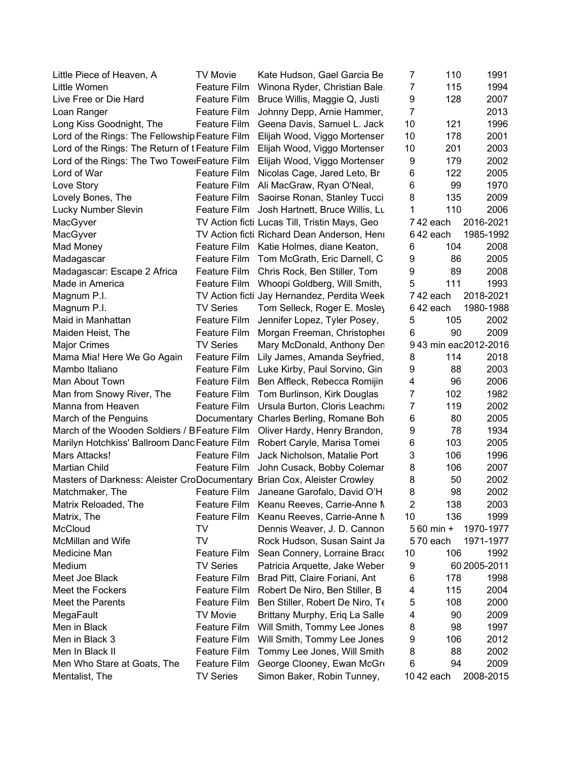| | | | | | |
|---|---|---|---|---|---|
| Little Piece of Heaven, A | TV Movie | Kate Hudson, Gael Garcia Be | 7 | 110 | 1991 |
| Little Women | Feature Film | Winona Ryder, Christian Bale, | 7 | 115 | 1994 |
| Live Free or Die Hard | Feature Film | Bruce Willis, Maggie Q, Justi | 9 | 128 | 2007 |
| Loan Ranger | Feature Film | Johnny Depp, Arnie Hammer, | 7 | | 2013 |
| Long Kiss Goodnight, The | Feature Film | Geena Davis, Samuel L. Jack | 10 | 121 | 1996 |
| Lord of the Rings: The Fellowship | Feature Film | Elijah Wood, Viggo Mortenser | 10 | 178 | 2001 |
| Lord of the Rings: The Return of t | Feature Film | Elijah Wood, Viggo Mortenser | 10 | 201 | 2003 |
| Lord of the Rings: The Two Tower | Feature Film | Elijah Wood, Viggo Mortenser | 9 | 179 | 2002 |
| Lord of War | Feature Film | Nicolas Cage, Jared Leto, Br | 6 | 122 | 2005 |
| Love Story | Feature Film | Ali MacGraw, Ryan O'Neal, | 6 | 99 | 1970 |
| Lovely Bones, The | Feature Film | Saoirse Ronan, Stanley Tucci | 8 | 135 | 2009 |
| Lucky Number Slevin | Feature Film | Josh Hartnett, Bruce Willis, Lu | 1 | 110 | 2006 |
| MacGyver | TV Action ficti | Lucas Till, Tristin Mays, Geo | 7 | 42 each | 2016-2021 |
| MacGyver | TV Action ficti | Richard Dean Anderson, Heni | 6 | 42 each | 1985-1992 |
| Mad Money | Feature Film | Katie Holmes, diane Keaton, | 6 | 104 | 2008 |
| Madagascar | Feature Film | Tom McGrath, Eric Darnell, C | 9 | 86 | 2005 |
| Madagascar: Escape 2 Africa | Feature Film | Chris Rock, Ben Stiller, Tom | 9 | 89 | 2008 |
| Made in America | Feature Film | Whoopi Goldberg, Will Smith, | 5 | 111 | 1993 |
| Magnum P.I. | TV Action ficti | Jay Hernandez, Perdita Week | 7 | 42 each | 2018-2021 |
| Magnum P.I. | TV Series | Tom Selleck, Roger E. Mosley | 6 | 42 each | 1980-1988 |
| Maid in Manhattan | Feature Film | Jennifer Lopez, Tyler Posey, | 5 | 105 | 2002 |
| Maiden Heist, The | Feature Film | Morgan Freeman, Christopher | 6 | 90 | 2009 |
| Major Crimes | TV Series | Mary McDonald, Anthony Den | 9 | 43 min eac | 2012-2016 |
| Mama Mia! Here We Go Again | Feature Film | Lily James, Amanda Seyfried, | 8 | 114 | 2018 |
| Mambo Italiano | Feature Film | Luke Kirby, Paul Sorvino, Gin | 9 | 88 | 2003 |
| Man About Town | Feature Film | Ben Affleck, Rebecca Romijin | 4 | 96 | 2006 |
| Man from Snowy River, The | Feature Film | Tom Burlinson, Kirk Douglas | 7 | 102 | 1982 |
| Manna from Heaven | Feature Film | Ursula Burton, Cloris Leachma | 7 | 119 | 2002 |
| March of the Penguins | Documentary | Charles Berling, Romane Boh | 6 | 80 | 2005 |
| March of the Wooden Soldiers / B | Feature Film | Oliver Hardy, Henry Brandon, | 9 | 78 | 1934 |
| Marilyn Hotchkiss' Ballroom Danc | Feature Film | Robert Caryle, Marisa Tomei | 6 | 103 | 2005 |
| Mars Attacks! | Feature Film | Jack Nicholson, Matalie Port | 3 | 106 | 1996 |
| Martian Child | Feature Film | John Cusack, Bobby Colemar | 8 | 106 | 2007 |
| Masters of Darkness: Aleister Cro | Documentary | Brian Cox, Aleister Crowley | 8 | 50 | 2002 |
| Matchmaker, The | Feature Film | Janeane Garofalo, David O'H | 8 | 98 | 2002 |
| Matrix Reloaded, The | Feature Film | Keanu Reeves, Carrie-Anne M | 2 | 138 | 2003 |
| Matrix, The | Feature Film | Keanu Reeves, Carrie-Anne M | 10 | 136 | 1999 |
| McCloud | TV | Dennis Weaver, J. D. Cannon | 5 | 60 min + | 1970-1977 |
| McMillan and Wife | TV | Rock Hudson, Susan Saint Ja | 5 | 70 each | 1971-1977 |
| Medicine Man | Feature Film | Sean Connery, Lorraine Bracc | 10 | 106 | 1992 |
| Medium | TV Series | Patricia Arquette, Jake Weber | 9 | 60 | 2005-2011 |
| Meet Joe Black | Feature Film | Brad Pitt, Claire Foriani, Ant | 6 | 178 | 1998 |
| Meet the Fockers | Feature Film | Robert De Niro, Ben Stiller, B | 4 | 115 | 2004 |
| Meet the Parents | Feature Film | Ben Stiller, Robert De Niro, Te | 5 | 108 | 2000 |
| MegaFault | TV Movie | Brittany Murphy, Eriq La Salle | 4 | 90 | 2009 |
| Men in Black | Feature Film | Will Smith, Tommy Lee Jones | 8 | 98 | 1997 |
| Men in Black 3 | Feature Film | Will Smith, Tommy Lee Jones | 9 | 106 | 2012 |
| Men In Black II | Feature Film | Tommy Lee Jones, Will Smith | 8 | 88 | 2002 |
| Men Who Stare at Goats, The | Feature Film | George Clooney, Ewan McGr | 6 | 94 | 2009 |
| Mentalist, The | TV Series | Simon Baker, Robin Tunney, | 10 | 42 each | 2008-2015 |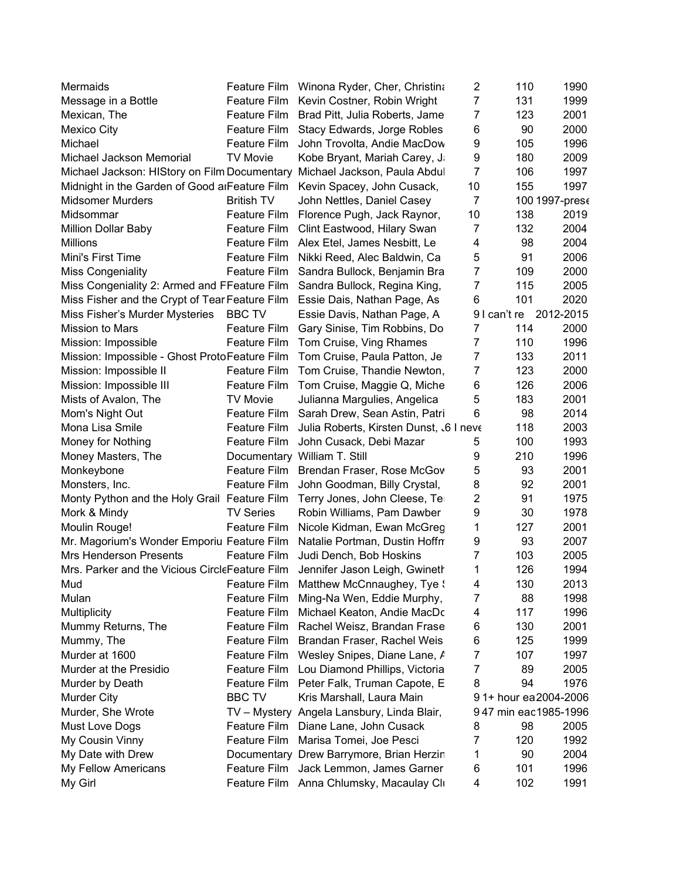| | | | | | |
|---|---|---|---|---|---|
| Mermaids | Feature Film | Winona Ryder, Cher, Christina | 2 | 110 | 1990 |
| Message in a Bottle | Feature Film | Kevin Costner, Robin Wright | 7 | 131 | 1999 |
| Mexican, The | Feature Film | Brad Pitt, Julia Roberts, Jame | 7 | 123 | 2001 |
| Mexico City | Feature Film | Stacy Edwards, Jorge Robles | 6 | 90 | 2000 |
| Michael | Feature Film | John Trovolta, Andie MacDow | 9 | 105 | 1996 |
| Michael Jackson Memorial | TV Movie | Kobe Bryant, Mariah Carey, J | 9 | 180 | 2009 |
| Michael Jackson: HIStory on Film | Documentary | Michael Jackson, Paula Abdul | 7 | 106 | 1997 |
| Midnight in the Garden of Good a | Feature Film | Kevin Spacey, John Cusack, | 10 | 155 | 1997 |
| Midsomer Murders | British TV | John Nettles, Daniel Casey | 7 | 100 | 1997-prese |
| Midsommar | Feature Film | Florence Pugh, Jack Raynor, | 10 | 138 | 2019 |
| Million Dollar Baby | Feature Film | Clint Eastwood, Hilary Swan | 7 | 132 | 2004 |
| Millions | Feature Film | Alex Etel, James Nesbitt, Le | 4 | 98 | 2004 |
| Mini's First Time | Feature Film | Nikki Reed, Alec Baldwin, Ca | 5 | 91 | 2006 |
| Miss Congeniality | Feature Film | Sandra Bullock, Benjamin Bra | 7 | 109 | 2000 |
| Miss Congeniality 2: Armed and F | Feature Film | Sandra Bullock, Regina King, | 7 | 115 | 2005 |
| Miss Fisher and the Crypt of Tear | Feature Film | Essie Dais, Nathan Page, As | 6 | 101 | 2020 |
| Miss Fisher's Murder Mysteries | BBC TV | Essie Davis, Nathan Page, A | 9 | I can't re | 2012-2015 |
| Mission to Mars | Feature Film | Gary Sinise, Tim Robbins, Do | 7 | 114 | 2000 |
| Mission: Impossible | Feature Film | Tom Cruise, Ving Rhames | 7 | 110 | 1996 |
| Mission: Impossible - Ghost Proto | Feature Film | Tom Cruise, Paula Patton, Je | 7 | 133 | 2011 |
| Mission: Impossible II | Feature Film | Tom Cruise, Thandie Newton, | 7 | 123 | 2000 |
| Mission: Impossible III | Feature Film | Tom Cruise, Maggie Q, Miche | 6 | 126 | 2006 |
| Mists of Avalon, The | TV Movie | Julianna Margulies, Angelica | 5 | 183 | 2001 |
| Mom's Night Out | Feature Film | Sarah Drew, Sean Astin, Patri | 6 | 98 | 2014 |
| Mona Lisa Smile | Feature Film | Julia Roberts, Kirsten Dunst, J | 6 I neve | 118 | 2003 |
| Money for Nothing | Feature Film | John Cusack, Debi Mazar | 5 | 100 | 1993 |
| Money Masters, The | Documentary | William T. Still | 9 | 210 | 1996 |
| Monkeybone | Feature Film | Brendan Fraser, Rose McGov | 5 | 93 | 2001 |
| Monsters, Inc. | Feature Film | John Goodman, Billy Crystal, | 8 | 92 | 2001 |
| Monty Python and the Holy Grail | Feature Film | Terry Jones, John Cleese, Te | 2 | 91 | 1975 |
| Mork & Mindy | TV Series | Robin Williams, Pam Dawber | 9 | 30 | 1978 |
| Moulin Rouge! | Feature Film | Nicole Kidman, Ewan McGreg | 1 | 127 | 2001 |
| Mr. Magorium's Wonder Emporiu | Feature Film | Natalie Portman, Dustin Hoffm | 9 | 93 | 2007 |
| Mrs Henderson Presents | Feature Film | Judi Dench, Bob Hoskins | 7 | 103 | 2005 |
| Mrs. Parker and the Vicious Circle | Feature Film | Jennifer Jason Leigh, Gwineth | 1 | 126 | 1994 |
| Mud | Feature Film | Matthew McCnnaughey, Tye S | 4 | 130 | 2013 |
| Mulan | Feature Film | Ming-Na Wen, Eddie Murphy, | 7 | 88 | 1998 |
| Multiplicity | Feature Film | Michael Keaton, Andie MacDo | 4 | 117 | 1996 |
| Mummy Returns, The | Feature Film | Rachel Weisz, Brandan Frase | 6 | 130 | 2001 |
| Mummy, The | Feature Film | Brandan Fraser, Rachel Weis | 6 | 125 | 1999 |
| Murder at 1600 | Feature Film | Wesley Snipes, Diane Lane, A | 7 | 107 | 1997 |
| Murder at the Presidio | Feature Film | Lou Diamond Phillips, Victoria | 7 | 89 | 2005 |
| Murder by Death | Feature Film | Peter Falk, Truman Capote, E | 8 | 94 | 1976 |
| Murder City | BBC TV | Kris Marshall, Laura Main | 9 | 1+ hour ea | 2004-2006 |
| Murder, She Wrote | TV – Mystery | Angela Lansbury, Linda Blair, | 9 | 47 min eac | 1985-1996 |
| Must Love Dogs | Feature Film | Diane Lane, John Cusack | 8 | 98 | 2005 |
| My Cousin Vinny | Feature Film | Marisa Tomei, Joe Pesci | 7 | 120 | 1992 |
| My Date with Drew | Documentary | Drew Barrymore, Brian Herzin | 1 | 90 | 2004 |
| My Fellow Americans | Feature Film | Jack Lemmon, James Garner | 6 | 101 | 1996 |
| My Girl | Feature Film | Anna Chlumsky, Macaulay Cl | 4 | 102 | 1991 |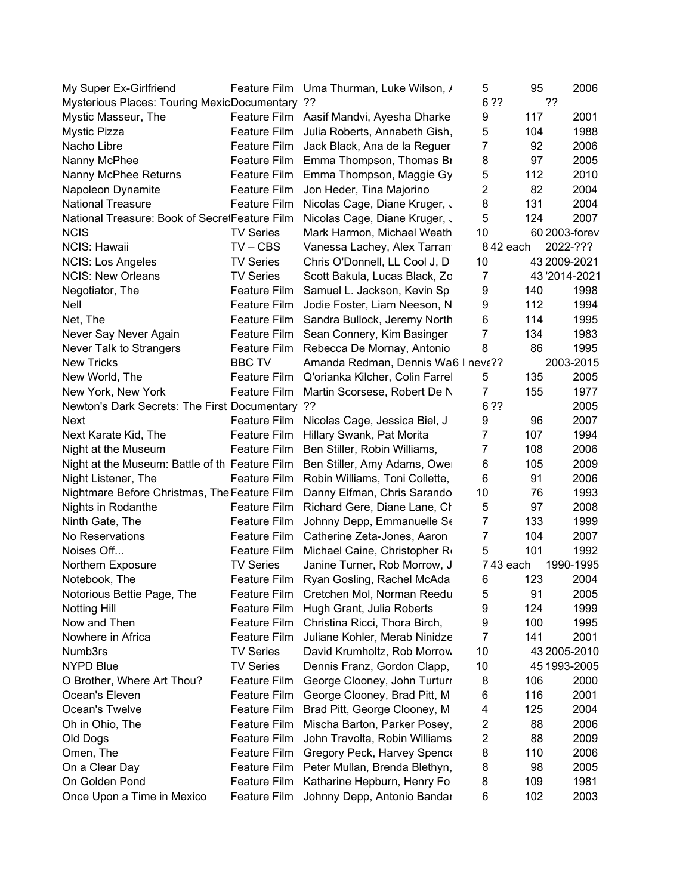| | | | | | |
|---|---|---|---|---|---|
| My Super Ex-Girlfriend | Feature Film | Uma Thurman, Luke Wilson, / | 5 | 95 | 2006 |
| Mysterious Places: Touring Mexic | Documentary | ?? | 6 | ?? | ?? |
| Mystic Masseur, The | Feature Film | Aasif Mandvi, Ayesha Dharker | 9 | 117 | 2001 |
| Mystic Pizza | Feature Film | Julia Roberts, Annabeth Gish, | 5 | 104 | 1988 |
| Nacho Libre | Feature Film | Jack Black, Ana de la Reguer | 7 | 92 | 2006 |
| Nanny McPhee | Feature Film | Emma Thompson, Thomas Br | 8 | 97 | 2005 |
| Nanny McPhee Returns | Feature Film | Emma Thompson, Maggie Gy | 5 | 112 | 2010 |
| Napoleon Dynamite | Feature Film | Jon Heder, Tina Majorino | 2 | 82 | 2004 |
| National Treasure | Feature Film | Nicolas Cage, Diane Kruger, . | 8 | 131 | 2004 |
| National Treasure: Book of Secret | Feature Film | Nicolas Cage, Diane Kruger, . | 5 | 124 | 2007 |
| NCIS | TV Series | Mark Harmon, Michael Weath | 10 | 60 | 2003-forev |
| NCIS: Hawaii | TV – CBS | Vanessa Lachey, Alex Tarrant | 8 | 42 each | 2022-??? |
| NCIS: Los Angeles | TV Series | Chris O'Donnell, LL Cool J, D | 10 | 43 | 2009-2021 |
| NCIS: New Orleans | TV Series | Scott Bakula, Lucas Black, Zo | 7 | 43 | '2014-2021 |
| Negotiator, The | Feature Film | Samuel L. Jackson, Kevin Sp | 9 | 140 | 1998 |
| Nell | Feature Film | Jodie Foster, Liam Neeson, N | 9 | 112 | 1994 |
| Net, The | Feature Film | Sandra Bullock, Jeremy North | 6 | 114 | 1995 |
| Never Say Never Again | Feature Film | Sean Connery, Kim Basinger | 7 | 134 | 1983 |
| Never Talk to Strangers | Feature Film | Rebecca De Mornay, Antonio | 8 | 86 | 1995 |
| New Tricks | BBC TV | Amanda Redman, Dennis Wa | 6 I neve | ?? | 2003-2015 |
| New World, The | Feature Film | Q'orianka Kilcher, Colin Farrel | 5 | 135 | 2005 |
| New York, New York | Feature Film | Martin Scorsese, Robert De N | 7 | 155 | 1977 |
| Newton's Dark Secrets: The First | Documentary | ?? | 6 | ?? | 2005 |
| Next | Feature Film | Nicolas Cage, Jessica Biel, J | 9 | 96 | 2007 |
| Next Karate Kid, The | Feature Film | Hillary Swank, Pat Morita | 7 | 107 | 1994 |
| Night at the Museum | Feature Film | Ben Stiller, Robin Williams, | 7 | 108 | 2006 |
| Night at the Museum: Battle of th | Feature Film | Ben Stiller, Amy Adams, Owe | 6 | 105 | 2009 |
| Night Listener, The | Feature Film | Robin Williams, Toni Collette, | 6 | 91 | 2006 |
| Nightmare Before Christmas, The | Feature Film | Danny Elfman, Chris Sarando | 10 | 76 | 1993 |
| Nights in Rodanthe | Feature Film | Richard Gere, Diane Lane, Ch | 5 | 97 | 2008 |
| Ninth Gate, The | Feature Film | Johnny Depp, Emmanuelle Se | 7 | 133 | 1999 |
| No Reservations | Feature Film | Catherine Zeta-Jones, Aaron | 7 | 104 | 2007 |
| Noises Off... | Feature Film | Michael Caine, Christopher R | 5 | 101 | 1992 |
| Northern Exposure | TV Series | Janine Turner, Rob Morrow, J | 7 | 43 each | 1990-1995 |
| Notebook, The | Feature Film | Ryan Gosling, Rachel McAda | 6 | 123 | 2004 |
| Notorious Bettie Page, The | Feature Film | Cretchen Mol, Norman Reedu | 5 | 91 | 2005 |
| Notting Hill | Feature Film | Hugh Grant, Julia Roberts | 9 | 124 | 1999 |
| Now and Then | Feature Film | Christina Ricci, Thora Birch, | 9 | 100 | 1995 |
| Nowhere in Africa | Feature Film | Juliane Kohler, Merab Ninidze | 7 | 141 | 2001 |
| Numb3rs | TV Series | David Krumholtz, Rob Morrow | 10 | 43 | 2005-2010 |
| NYPD Blue | TV Series | Dennis Franz, Gordon Clapp, | 10 | 45 | 1993-2005 |
| O Brother, Where Art Thou? | Feature Film | George Clooney, John Turturr | 8 | 106 | 2000 |
| Ocean's Eleven | Feature Film | George Clooney, Brad Pitt, M | 6 | 116 | 2001 |
| Ocean's Twelve | Feature Film | Brad Pitt, George Clooney, M | 4 | 125 | 2004 |
| Oh in Ohio, The | Feature Film | Mischa Barton, Parker Posey, | 2 | 88 | 2006 |
| Old Dogs | Feature Film | John Travolta, Robin Williams | 2 | 88 | 2009 |
| Omen, The | Feature Film | Gregory Peck, Harvey Spence | 8 | 110 | 2006 |
| On a Clear Day | Feature Film | Peter Mullan, Brenda Blethyn, | 8 | 98 | 2005 |
| On Golden Pond | Feature Film | Katharine Hepburn, Henry Fo | 8 | 109 | 1981 |
| Once Upon a Time in Mexico | Feature Film | Johnny Depp, Antonio Bandar | 6 | 102 | 2003 |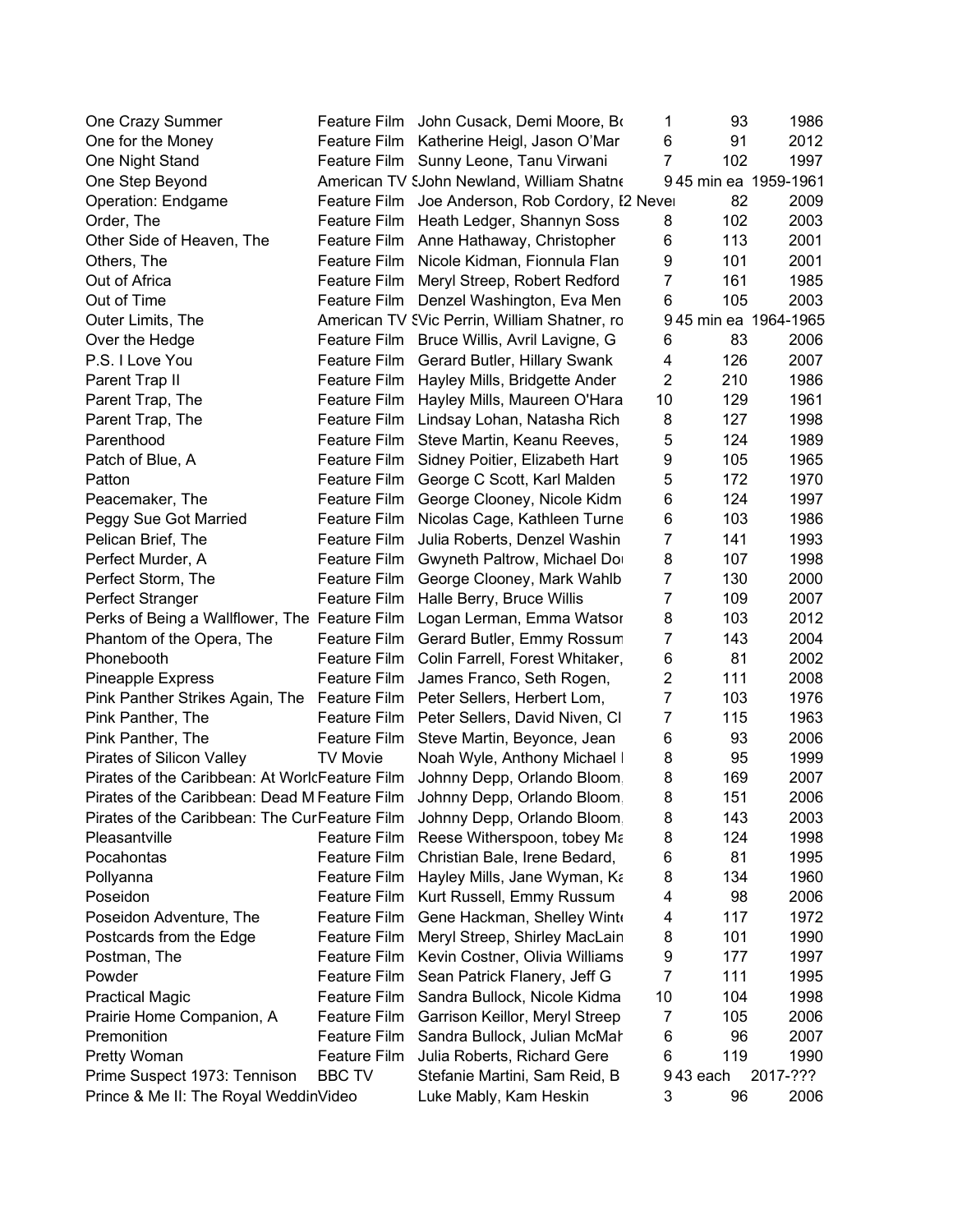| | | | | | |
|---|---|---|---|---|---|
| One Crazy Summer | Feature Film | John Cusack, Demi Moore, Bo | 1 | 93 | 1986 |
| One for the Money | Feature Film | Katherine Heigl, Jason O'Mar | 6 | 91 | 2012 |
| One Night Stand | Feature Film | Sunny Leone, Tanu Virwani | 7 | 102 | 1997 |
| One Step Beyond | American TV S | John Newland, William Shatne | 9 | 45 min ea | 1959-1961 |
| Operation: Endgame | Feature Film | Joe Anderson, Rob Cordory, E | 2 Never | 82 | 2009 |
| Order, The | Feature Film | Heath Ledger, Shannyn Soss | 8 | 102 | 2003 |
| Other Side of Heaven, The | Feature Film | Anne Hathaway, Christopher | 6 | 113 | 2001 |
| Others, The | Feature Film | Nicole Kidman, Fionnula Flan | 9 | 101 | 2001 |
| Out of Africa | Feature Film | Meryl Streep, Robert Redford | 7 | 161 | 1985 |
| Out of Time | Feature Film | Denzel Washington, Eva Men | 6 | 105 | 2003 |
| Outer Limits, The | American TV S | Vic Perrin, William Shatner, ro | 9 | 45 min ea | 1964-1965 |
| Over the Hedge | Feature Film | Bruce Willis, Avril Lavigne, G | 6 | 83 | 2006 |
| P.S. I Love You | Feature Film | Gerard Butler, Hillary Swank | 4 | 126 | 2007 |
| Parent Trap II | Feature Film | Hayley Mills, Bridgette Ander | 2 | 210 | 1986 |
| Parent Trap, The | Feature Film | Hayley Mills, Maureen O'Hara | 10 | 129 | 1961 |
| Parent Trap, The | Feature Film | Lindsay Lohan, Natasha Rich | 8 | 127 | 1998 |
| Parenthood | Feature Film | Steve Martin, Keanu Reeves, | 5 | 124 | 1989 |
| Patch of Blue, A | Feature Film | Sidney Poitier, Elizabeth Hart | 9 | 105 | 1965 |
| Patton | Feature Film | George C Scott, Karl Malden | 5 | 172 | 1970 |
| Peacemaker, The | Feature Film | George Clooney, Nicole Kidm | 6 | 124 | 1997 |
| Peggy Sue Got Married | Feature Film | Nicolas Cage, Kathleen Turne | 6 | 103 | 1986 |
| Pelican Brief, The | Feature Film | Julia Roberts, Denzel Washin | 7 | 141 | 1993 |
| Perfect Murder, A | Feature Film | Gwyneth Paltrow, Michael Do | 8 | 107 | 1998 |
| Perfect Storm, The | Feature Film | George Clooney, Mark Wahlb | 7 | 130 | 2000 |
| Perfect Stranger | Feature Film | Halle Berry, Bruce Willis | 7 | 109 | 2007 |
| Perks of Being a Wallflower, The | Feature Film | Logan Lerman, Emma Watsor | 8 | 103 | 2012 |
| Phantom of the Opera, The | Feature Film | Gerard Butler, Emmy Rossum | 7 | 143 | 2004 |
| Phonebooth | Feature Film | Colin Farrell, Forest Whitaker, | 6 | 81 | 2002 |
| Pineapple Express | Feature Film | James Franco, Seth Rogen, | 2 | 111 | 2008 |
| Pink Panther Strikes Again, The | Feature Film | Peter Sellers, Herbert Lom, | 7 | 103 | 1976 |
| Pink Panther, The | Feature Film | Peter Sellers, David Niven, Cl | 7 | 115 | 1963 |
| Pink Panther, The | Feature Film | Steve Martin, Beyonce, Jean | 6 | 93 | 2006 |
| Pirates of Silicon Valley | TV Movie | Noah Wyle, Anthony Michael | 8 | 95 | 1999 |
| Pirates of the Caribbean: At World | Feature Film | Johnny Depp, Orlando Bloom, | 8 | 169 | 2007 |
| Pirates of the Caribbean: Dead M | Feature Film | Johnny Depp, Orlando Bloom, | 8 | 151 | 2006 |
| Pirates of the Caribbean: The Cur | Feature Film | Johnny Depp, Orlando Bloom, | 8 | 143 | 2003 |
| Pleasantville | Feature Film | Reese Witherspoon, tobey Ma | 8 | 124 | 1998 |
| Pocahontas | Feature Film | Christian Bale, Irene Bedard, | 6 | 81 | 1995 |
| Pollyanna | Feature Film | Hayley Mills, Jane Wyman, Ka | 8 | 134 | 1960 |
| Poseidon | Feature Film | Kurt Russell, Emmy Russum | 4 | 98 | 2006 |
| Poseidon Adventure, The | Feature Film | Gene Hackman, Shelley Winte | 4 | 117 | 1972 |
| Postcards from the Edge | Feature Film | Meryl Streep, Shirley MacLain | 8 | 101 | 1990 |
| Postman, The | Feature Film | Kevin Costner, Olivia Williams | 9 | 177 | 1997 |
| Powder | Feature Film | Sean Patrick Flanery, Jeff G | 7 | 111 | 1995 |
| Practical Magic | Feature Film | Sandra Bullock, Nicole Kidma | 10 | 104 | 1998 |
| Prairie Home Companion, A | Feature Film | Garrison Keillor, Meryl Streep | 7 | 105 | 2006 |
| Premonition | Feature Film | Sandra Bullock, Julian McMah | 6 | 96 | 2007 |
| Pretty Woman | Feature Film | Julia Roberts, Richard Gere | 6 | 119 | 1990 |
| Prime Suspect 1973: Tennison | BBC TV | Stefanie Martini, Sam Reid, B | 9 | 43 each | 2017-??? |
| Prince & Me II: The Royal Weddin | Video | Luke Mably, Kam Heskin | 3 | 96 | 2006 |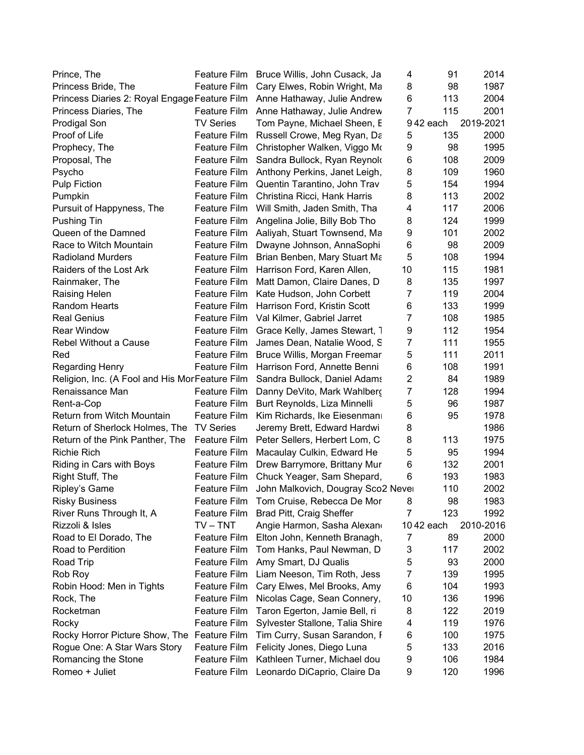| | | | | | |
|---|---|---|---|---|---|
| Prince, The | Feature Film | Bruce Willis, John Cusack, Ja | 4 | 91 | 2014 |
| Princess Bride, The | Feature Film | Cary Elwes, Robin Wright, Ma | 8 | 98 | 1987 |
| Princess Diaries 2: Royal Engage | Feature Film | Anne Hathaway, Julie Andrew | 6 | 113 | 2004 |
| Princess Diaries, The | Feature Film | Anne Hathaway, Julie Andrew | 7 | 115 | 2001 |
| Prodigal Son | TV Series | Tom Payne, Michael Sheen, E | 9 | 42 each | 2019-2021 |
| Proof of Life | Feature Film | Russell Crowe, Meg Ryan, Da | 5 | 135 | 2000 |
| Prophecy, The | Feature Film | Christopher Walken, Viggo Mo | 9 | 98 | 1995 |
| Proposal, The | Feature Film | Sandra Bullock, Ryan Reynold | 6 | 108 | 2009 |
| Psycho | Feature Film | Anthony Perkins, Janet Leigh, | 8 | 109 | 1960 |
| Pulp Fiction | Feature Film | Quentin Tarantino, John Trav | 5 | 154 | 1994 |
| Pumpkin | Feature Film | Christina Ricci, Hank Harris | 8 | 113 | 2002 |
| Pursuit of Happyness, The | Feature Film | Will Smith, Jaden Smith, Tha | 4 | 117 | 2006 |
| Pushing Tin | Feature Film | Angelina Jolie, Billy Bob Tho | 8 | 124 | 1999 |
| Queen of the Damned | Feature Film | Aaliyah, Stuart Townsend, Ma | 9 | 101 | 2002 |
| Race to Witch Mountain | Feature Film | Dwayne Johnson, AnnaSophi | 6 | 98 | 2009 |
| Radioland Murders | Feature Film | Brian Benben, Mary Stuart Ma | 5 | 108 | 1994 |
| Raiders of the Lost Ark | Feature Film | Harrison Ford, Karen Allen, | 10 | 115 | 1981 |
| Rainmaker, The | Feature Film | Matt Damon, Claire Danes, D | 8 | 135 | 1997 |
| Raising Helen | Feature Film | Kate Hudson, John Corbett | 7 | 119 | 2004 |
| Random Hearts | Feature Film | Harrison Ford, Kristin Scott | 6 | 133 | 1999 |
| Real Genius | Feature Film | Val Kilmer, Gabriel Jarret | 7 | 108 | 1985 |
| Rear Window | Feature Film | Grace Kelly, James Stewart, T | 9 | 112 | 1954 |
| Rebel Without a Cause | Feature Film | James Dean, Natalie Wood, S | 7 | 111 | 1955 |
| Red | Feature Film | Bruce Willis, Morgan Freemar | 5 | 111 | 2011 |
| Regarding Henry | Feature Film | Harrison Ford, Annette Benni | 6 | 108 | 1991 |
| Religion, Inc. (A Fool and His Mor | Feature Film | Sandra Bullock, Daniel Adams | 2 | 84 | 1989 |
| Renaissance Man | Feature Film | Danny DeVito, Mark Wahlberg | 7 | 128 | 1994 |
| Rent-a-Cop | Feature Film | Burt Reynolds, Liza Minnelli | 5 | 96 | 1987 |
| Return from Witch Mountain | Feature Film | Kim Richards, Ike Eiesenmanı | 6 | 95 | 1978 |
| Return of Sherlock Holmes, The | TV Series | Jeremy Brett, Edward Hardwi | 8 | | 1986 |
| Return of the Pink Panther, The | Feature Film | Peter Sellers, Herbert Lom, C | 8 | 113 | 1975 |
| Richie Rich | Feature Film | Macaulay Culkin, Edward He | 5 | 95 | 1994 |
| Riding in Cars with Boys | Feature Film | Drew Barrymore, Brittany Mur | 6 | 132 | 2001 |
| Right Stuff, The | Feature Film | Chuck Yeager, Sam Shepard, | 6 | 193 | 1983 |
| Ripley's Game | Feature Film | John Malkovich, Dougray Sco | 2 Never | 110 | 2002 |
| Risky Business | Feature Film | Tom Cruise, Rebecca De Mor | 8 | 98 | 1983 |
| River Runs Through It, A | Feature Film | Brad Pitt, Craig Sheffer | 7 | 123 | 1992 |
| Rizzoli & Isles | TV – TNT | Angie Harmon, Sasha Alexand | 10 | 42 each | 2010-2016 |
| Road to El Dorado, The | Feature Film | Elton John, Kenneth Branagh, | 7 | 89 | 2000 |
| Road to Perdition | Feature Film | Tom Hanks, Paul Newman, D | 3 | 117 | 2002 |
| Road Trip | Feature Film | Amy Smart, DJ Qualis | 5 | 93 | 2000 |
| Rob Roy | Feature Film | Liam Neeson, Tim Roth, Jess | 7 | 139 | 1995 |
| Robin Hood: Men in Tights | Feature Film | Cary Elwes, Mel Brooks, Amy | 6 | 104 | 1993 |
| Rock, The | Feature Film | Nicolas Cage, Sean Connery, | 10 | 136 | 1996 |
| Rocketman | Feature Film | Taron Egerton, Jamie Bell, ri | 8 | 122 | 2019 |
| Rocky | Feature Film | Sylvester Stallone, Talia Shire | 4 | 119 | 1976 |
| Rocky Horror Picture Show, The | Feature Film | Tim Curry, Susan Sarandon, F | 6 | 100 | 1975 |
| Rogue One: A Star Wars Story | Feature Film | Felicity Jones, Diego Luna | 5 | 133 | 2016 |
| Romancing the Stone | Feature Film | Kathleen Turner, Michael dou | 9 | 106 | 1984 |
| Romeo + Juliet | Feature Film | Leonardo DiCaprio, Claire Da | 9 | 120 | 1996 |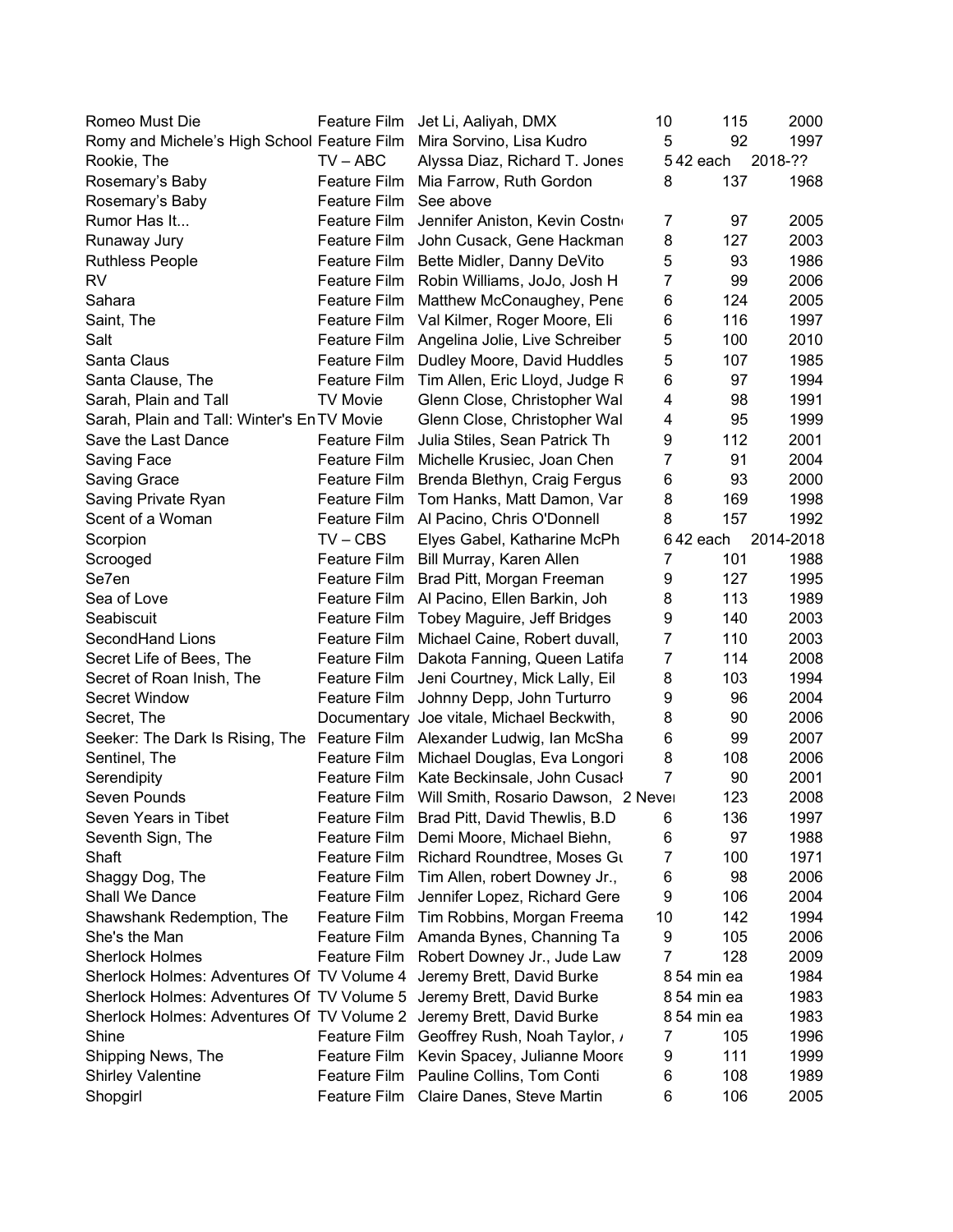| | | | | | |
|---|---|---|---|---|---|
| Romeo Must Die | Feature Film | Jet Li, Aaliyah, DMX | 10 | 115 | 2000 |
| Romy and Michele's High School | Feature Film | Mira Sorvino, Lisa Kudro | 5 | 92 | 1997 |
| Rookie, The | TV – ABC | Alyssa Diaz, Richard T. Jones | 5 | 42 each | 2018-?? |
| Rosemary's Baby | Feature Film | Mia Farrow, Ruth Gordon | 8 | 137 | 1968 |
| Rosemary's Baby | Feature Film | See above | | | |
| Rumor Has It... | Feature Film | Jennifer Aniston, Kevin Costn | 7 | 97 | 2005 |
| Runaway Jury | Feature Film | John Cusack, Gene Hackman | 8 | 127 | 2003 |
| Ruthless People | Feature Film | Bette Midler, Danny DeVito | 5 | 93 | 1986 |
| RV | Feature Film | Robin Williams, JoJo, Josh H | 7 | 99 | 2006 |
| Sahara | Feature Film | Matthew McConaughey, Pene | 6 | 124 | 2005 |
| Saint, The | Feature Film | Val Kilmer, Roger Moore, Eli | 6 | 116 | 1997 |
| Salt | Feature Film | Angelina Jolie, Live Schreiber | 5 | 100 | 2010 |
| Santa Claus | Feature Film | Dudley Moore, David Huddles | 5 | 107 | 1985 |
| Santa Clause, The | Feature Film | Tim Allen, Eric Lloyd, Judge R | 6 | 97 | 1994 |
| Sarah, Plain and Tall | TV Movie | Glenn Close, Christopher Wal | 4 | 98 | 1991 |
| Sarah, Plain and Tall: Winter's En | TV Movie | Glenn Close, Christopher Wal | 4 | 95 | 1999 |
| Save the Last Dance | Feature Film | Julia Stiles, Sean Patrick Th | 9 | 112 | 2001 |
| Saving Face | Feature Film | Michelle Krusiec, Joan Chen | 7 | 91 | 2004 |
| Saving Grace | Feature Film | Brenda Blethyn, Craig Fergus | 6 | 93 | 2000 |
| Saving Private Ryan | Feature Film | Tom Hanks, Matt Damon, Var | 8 | 169 | 1998 |
| Scent of a Woman | Feature Film | Al Pacino, Chris O'Donnell | 8 | 157 | 1992 |
| Scorpion | TV – CBS | Elyes Gabel, Katharine McPh | 6 | 42 each | 2014-2018 |
| Scrooged | Feature Film | Bill Murray, Karen Allen | 7 | 101 | 1988 |
| Se7en | Feature Film | Brad Pitt, Morgan Freeman | 9 | 127 | 1995 |
| Sea of Love | Feature Film | Al Pacino, Ellen Barkin, Joh | 8 | 113 | 1989 |
| Seabiscuit | Feature Film | Tobey Maguire, Jeff Bridges | 9 | 140 | 2003 |
| SecondHand Lions | Feature Film | Michael Caine, Robert duvall, | 7 | 110 | 2003 |
| Secret Life of Bees, The | Feature Film | Dakota Fanning, Queen Latifa | 7 | 114 | 2008 |
| Secret of Roan Inish, The | Feature Film | Jeni Courtney, Mick Lally, Eil | 8 | 103 | 1994 |
| Secret Window | Feature Film | Johnny Depp, John Turturro | 9 | 96 | 2004 |
| Secret, The | Documentary | Joe vitale, Michael Beckwith, | 8 | 90 | 2006 |
| Seeker: The Dark Is Rising, The | Feature Film | Alexander Ludwig, Ian McSha | 6 | 99 | 2007 |
| Sentinel, The | Feature Film | Michael Douglas, Eva Longori | 8 | 108 | 2006 |
| Serendipity | Feature Film | Kate Beckinsale, John Cusack | 7 | 90 | 2001 |
| Seven Pounds | Feature Film | Will Smith, Rosario Dawson, 2 Never | | 123 | 2008 |
| Seven Years in Tibet | Feature Film | Brad Pitt, David Thewlis, B.D | 6 | 136 | 1997 |
| Seventh Sign, The | Feature Film | Demi Moore, Michael Biehn, | 6 | 97 | 1988 |
| Shaft | Feature Film | Richard Roundtree, Moses Gu | 7 | 100 | 1971 |
| Shaggy Dog, The | Feature Film | Tim Allen, robert Downey Jr., | 6 | 98 | 2006 |
| Shall We Dance | Feature Film | Jennifer Lopez, Richard Gere | 9 | 106 | 2004 |
| Shawshank Redemption, The | Feature Film | Tim Robbins, Morgan Freema | 10 | 142 | 1994 |
| She's the Man | Feature Film | Amanda Bynes, Channing Ta | 9 | 105 | 2006 |
| Sherlock Holmes | Feature Film | Robert Downey Jr., Jude Law | 7 | 128 | 2009 |
| Sherlock Holmes: Adventures Of | TV Volume 4 | Jeremy Brett, David Burke | 8 | 54 min ea | 1984 |
| Sherlock Holmes: Adventures Of | TV Volume 5 | Jeremy Brett, David Burke | 8 | 54 min ea | 1983 |
| Sherlock Holmes: Adventures Of | TV Volume 2 | Jeremy Brett, David Burke | 8 | 54 min ea | 1983 |
| Shine | Feature Film | Geoffrey Rush, Noah Taylor, / | 7 | 105 | 1996 |
| Shipping News, The | Feature Film | Kevin Spacey, Julianne Moore | 9 | 111 | 1999 |
| Shirley Valentine | Feature Film | Pauline Collins, Tom Conti | 6 | 108 | 1989 |
| Shopgirl | Feature Film | Claire Danes, Steve Martin | 6 | 106 | 2005 |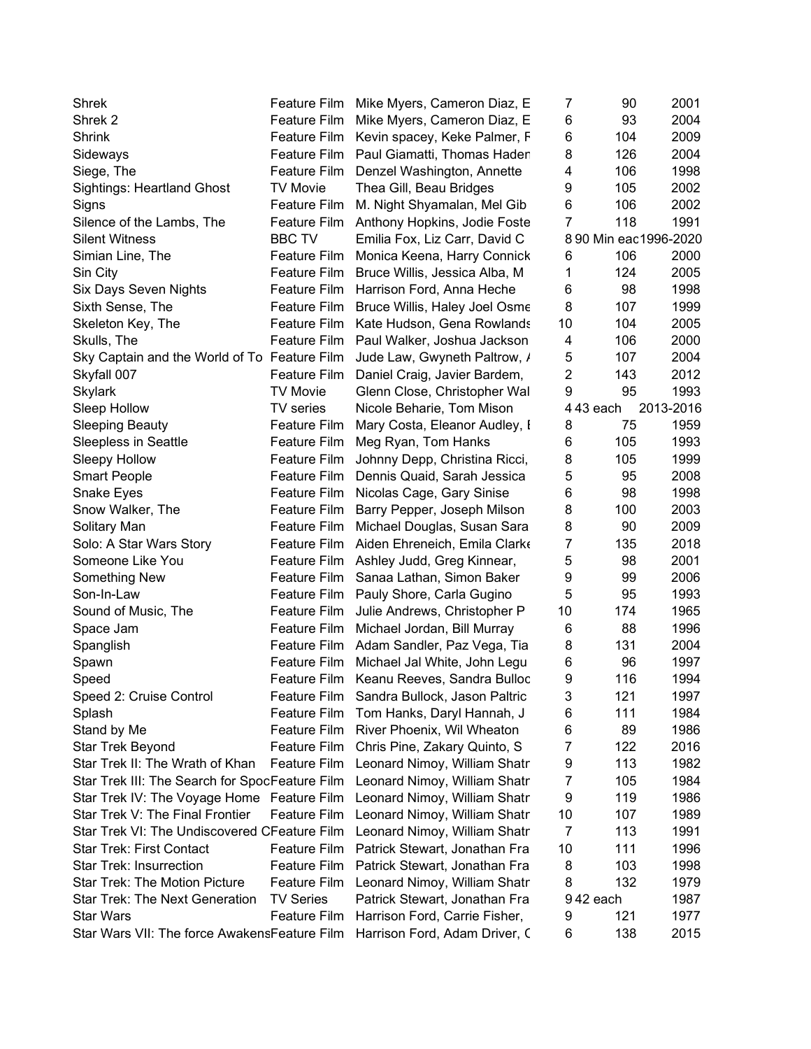| | | | | | |
|---|---|---|---|---|---|
| Shrek | Feature Film | Mike Myers, Cameron Diaz, E | 7 | 90 | 2001 |
| Shrek 2 | Feature Film | Mike Myers, Cameron Diaz, E | 6 | 93 | 2004 |
| Shrink | Feature Film | Kevin spacey, Keke Palmer, F | 6 | 104 | 2009 |
| Sideways | Feature Film | Paul Giamatti, Thomas Haden | 8 | 126 | 2004 |
| Siege, The | Feature Film | Denzel Washington, Annette | 4 | 106 | 1998 |
| Sightings: Heartland Ghost | TV Movie | Thea Gill, Beau Bridges | 9 | 105 | 2002 |
| Signs | Feature Film | M. Night Shyamalan, Mel Gib | 6 | 106 | 2002 |
| Silence of the Lambs, The | Feature Film | Anthony Hopkins, Jodie Foste | 7 | 118 | 1991 |
| Silent Witness | BBC TV | Emilia Fox, Liz Carr, David C | 8 | 90 Min eac | 1996-2020 |
| Simian Line, The | Feature Film | Monica Keena, Harry Connick | 6 | 106 | 2000 |
| Sin City | Feature Film | Bruce Willis, Jessica Alba, M | 1 | 124 | 2005 |
| Six Days Seven Nights | Feature Film | Harrison Ford, Anna Heche | 6 | 98 | 1998 |
| Sixth Sense, The | Feature Film | Bruce Willis, Haley Joel Osme | 8 | 107 | 1999 |
| Skeleton Key, The | Feature Film | Kate Hudson, Gena Rowlands | 10 | 104 | 2005 |
| Skulls, The | Feature Film | Paul Walker, Joshua Jackson | 4 | 106 | 2000 |
| Sky Captain and the World of To | Feature Film | Jude Law, Gwyneth Paltrow, / | 5 | 107 | 2004 |
| Skyfall 007 | Feature Film | Daniel Craig, Javier Bardem, | 2 | 143 | 2012 |
| Skylark | TV Movie | Glenn Close, Christopher Wal | 9 | 95 | 1993 |
| Sleep Hollow | TV series | Nicole Beharie, Tom Mison | 4 | 43 each | 2013-2016 |
| Sleeping Beauty | Feature Film | Mary Costa, Eleanor Audley, I | 8 | 75 | 1959 |
| Sleepless in Seattle | Feature Film | Meg Ryan, Tom Hanks | 6 | 105 | 1993 |
| Sleepy Hollow | Feature Film | Johnny Depp, Christina Ricci, | 8 | 105 | 1999 |
| Smart People | Feature Film | Dennis Quaid, Sarah Jessica | 5 | 95 | 2008 |
| Snake Eyes | Feature Film | Nicolas Cage, Gary Sinise | 6 | 98 | 1998 |
| Snow Walker, The | Feature Film | Barry Pepper, Joseph Milson | 8 | 100 | 2003 |
| Solitary Man | Feature Film | Michael Douglas, Susan Sara | 8 | 90 | 2009 |
| Solo: A Star Wars Story | Feature Film | Aiden Ehreneich, Emila Clarke | 7 | 135 | 2018 |
| Someone Like You | Feature Film | Ashley Judd, Greg Kinnear, | 5 | 98 | 2001 |
| Something New | Feature Film | Sanaa Lathan, Simon Baker | 9 | 99 | 2006 |
| Son-In-Law | Feature Film | Pauly Shore, Carla Gugino | 5 | 95 | 1993 |
| Sound of Music, The | Feature Film | Julie Andrews, Christopher P | 10 | 174 | 1965 |
| Space Jam | Feature Film | Michael Jordan, Bill Murray | 6 | 88 | 1996 |
| Spanglish | Feature Film | Adam Sandler, Paz Vega, Tia | 8 | 131 | 2004 |
| Spawn | Feature Film | Michael Jal White, John Legu | 6 | 96 | 1997 |
| Speed | Feature Film | Keanu Reeves, Sandra Bulloc | 9 | 116 | 1994 |
| Speed 2: Cruise Control | Feature Film | Sandra Bullock, Jason Paltric | 3 | 121 | 1997 |
| Splash | Feature Film | Tom Hanks, Daryl Hannah, J | 6 | 111 | 1984 |
| Stand by Me | Feature Film | River Phoenix, Wil Wheaton | 6 | 89 | 1986 |
| Star Trek Beyond | Feature Film | Chris Pine, Zakary Quinto, S | 7 | 122 | 2016 |
| Star Trek II: The Wrath of Khan | Feature Film | Leonard Nimoy, William Shatr | 9 | 113 | 1982 |
| Star Trek III: The Search for Spoc | Feature Film | Leonard Nimoy, William Shatr | 7 | 105 | 1984 |
| Star Trek IV: The Voyage Home | Feature Film | Leonard Nimoy, William Shatr | 9 | 119 | 1986 |
| Star Trek V: The Final Frontier | Feature Film | Leonard Nimoy, William Shatr | 10 | 107 | 1989 |
| Star Trek VI: The Undiscovered C | Feature Film | Leonard Nimoy, William Shatr | 7 | 113 | 1991 |
| Star Trek: First Contact | Feature Film | Patrick Stewart, Jonathan Fra | 10 | 111 | 1996 |
| Star Trek: Insurrection | Feature Film | Patrick Stewart, Jonathan Fra | 8 | 103 | 1998 |
| Star Trek: The Motion Picture | Feature Film | Leonard Nimoy, William Shatr | 8 | 132 | 1979 |
| Star Trek: The Next Generation | TV Series | Patrick Stewart, Jonathan Fra | 9 | 42 each | 1987 |
| Star Wars | Feature Film | Harrison Ford, Carrie Fisher, | 9 | 121 | 1977 |
| Star Wars VII: The force Awakens | Feature Film | Harrison Ford, Adam Driver, C | 6 | 138 | 2015 |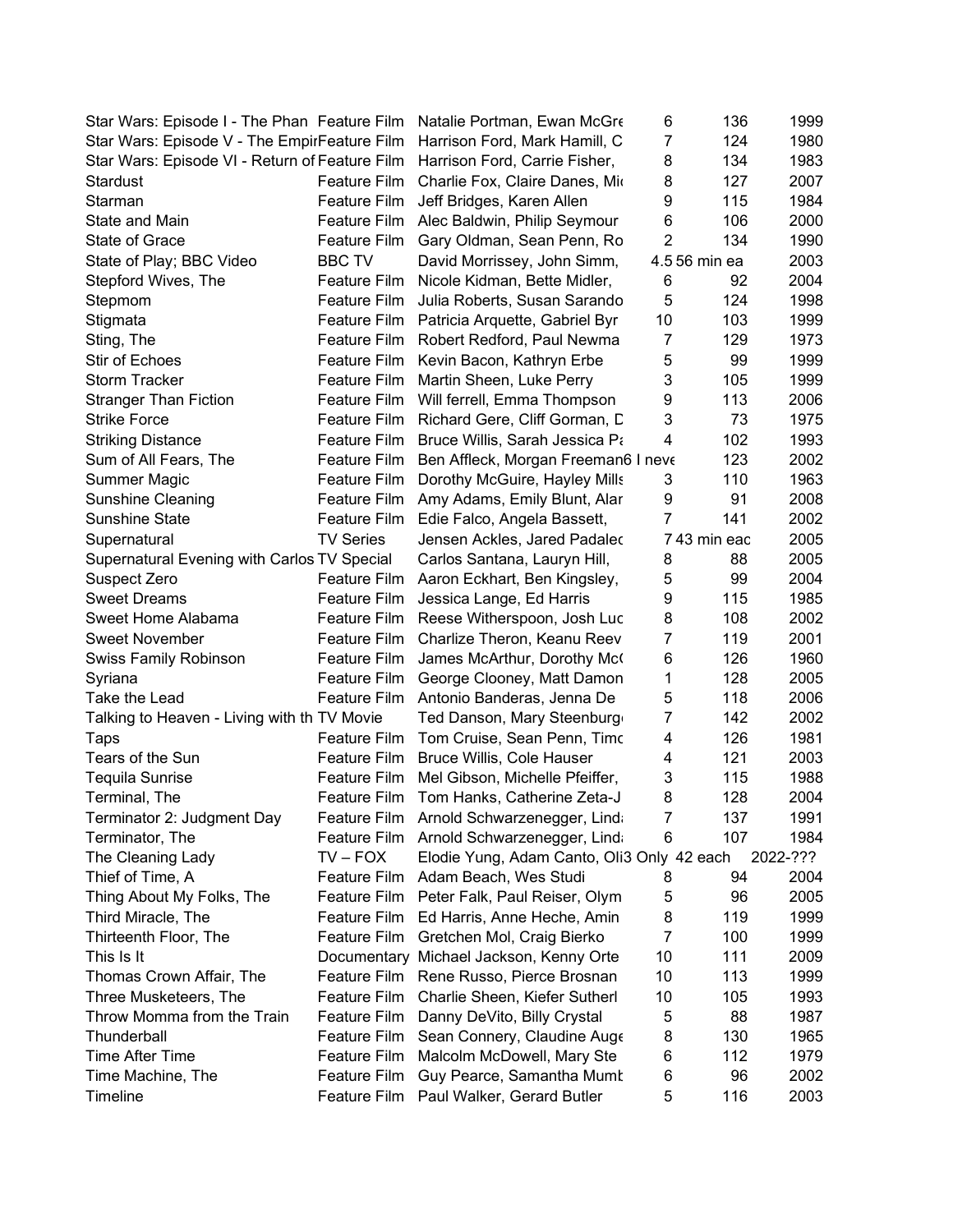| | | | | | |
|---|---|---|---|---|---|
| Star Wars: Episode I - The Phan | Feature Film | Natalie Portman, Ewan McGre | 6 | 136 | 1999 |
| Star Wars: Episode V - The Empir | Feature Film | Harrison Ford, Mark Hamill, C | 7 | 124 | 1980 |
| Star Wars: Episode VI - Return of | Feature Film | Harrison Ford, Carrie Fisher, | 8 | 134 | 1983 |
| Stardust | Feature Film | Charlie Fox, Claire Danes, Mi | 8 | 127 | 2007 |
| Starman | Feature Film | Jeff Bridges, Karen Allen | 9 | 115 | 1984 |
| State and Main | Feature Film | Alec Baldwin, Philip Seymour | 6 | 106 | 2000 |
| State of Grace | Feature Film | Gary Oldman, Sean Penn, Ro | 2 | 134 | 1990 |
| State of Play; BBC Video | BBC TV | David Morrissey, John Simm, | 4.5 | 56 min ea | 2003 |
| Stepford Wives, The | Feature Film | Nicole Kidman, Bette Midler, | 6 | 92 | 2004 |
| Stepmom | Feature Film | Julia Roberts, Susan Sarando | 5 | 124 | 1998 |
| Stigmata | Feature Film | Patricia Arquette, Gabriel Byr | 10 | 103 | 1999 |
| Sting, The | Feature Film | Robert Redford, Paul Newma | 7 | 129 | 1973 |
| Stir of Echoes | Feature Film | Kevin Bacon, Kathryn Erbe | 5 | 99 | 1999 |
| Storm Tracker | Feature Film | Martin Sheen, Luke Perry | 3 | 105 | 1999 |
| Stranger Than Fiction | Feature Film | Will ferrell, Emma Thompson | 9 | 113 | 2006 |
| Strike Force | Feature Film | Richard Gere, Cliff Gorman, D | 3 | 73 | 1975 |
| Striking Distance | Feature Film | Bruce Willis, Sarah Jessica Pa | 4 | 102 | 1993 |
| Sum of All Fears, The | Feature Film | Ben Affleck, Morgan Freeman | 6 I neve | 123 | 2002 |
| Summer Magic | Feature Film | Dorothy McGuire, Hayley Mills | 3 | 110 | 1963 |
| Sunshine Cleaning | Feature Film | Amy Adams, Emily Blunt, Alar | 9 | 91 | 2008 |
| Sunshine State | Feature Film | Edie Falco, Angela Bassett, | 7 | 141 | 2002 |
| Supernatural | TV Series | Jensen Ackles, Jared Padalec | 7 | 43 min eac | 2005 |
| Supernatural Evening with Carlos | TV Special | Carlos Santana, Lauryn Hill, | 8 | 88 | 2005 |
| Suspect Zero | Feature Film | Aaron Eckhart, Ben Kingsley, | 5 | 99 | 2004 |
| Sweet Dreams | Feature Film | Jessica Lange, Ed Harris | 9 | 115 | 1985 |
| Sweet Home Alabama | Feature Film | Reese Witherspoon, Josh Luc | 8 | 108 | 2002 |
| Sweet November | Feature Film | Charlize Theron, Keanu Reev | 7 | 119 | 2001 |
| Swiss Family Robinson | Feature Film | James McArthur, Dorothy Mc( | 6 | 126 | 1960 |
| Syriana | Feature Film | George Clooney, Matt Damon | 1 | 128 | 2005 |
| Take the Lead | Feature Film | Antonio Banderas, Jenna De | 5 | 118 | 2006 |
| Talking to Heaven - Living with th | TV Movie | Ted Danson, Mary Steenburg | 7 | 142 | 2002 |
| Taps | Feature Film | Tom Cruise, Sean Penn, Timo | 4 | 126 | 1981 |
| Tears of the Sun | Feature Film | Bruce Willis, Cole Hauser | 4 | 121 | 2003 |
| Tequila Sunrise | Feature Film | Mel Gibson, Michelle Pfeiffer, | 3 | 115 | 1988 |
| Terminal, The | Feature Film | Tom Hanks, Catherine Zeta-J | 8 | 128 | 2004 |
| Terminator 2: Judgment Day | Feature Film | Arnold Schwarzenegger, Linda | 7 | 137 | 1991 |
| Terminator, The | Feature Film | Arnold Schwarzenegger, Linda | 6 | 107 | 1984 |
| The Cleaning Lady | TV – FOX | Elodie Yung, Adam Canto, Oli | 3 Only | 42 each | 2022-??? |
| Thief of Time, A | Feature Film | Adam Beach, Wes Studi | 8 | 94 | 2004 |
| Thing About My Folks, The | Feature Film | Peter Falk, Paul Reiser, Olym | 5 | 96 | 2005 |
| Third Miracle, The | Feature Film | Ed Harris, Anne Heche, Amin | 8 | 119 | 1999 |
| Thirteenth Floor, The | Feature Film | Gretchen Mol, Craig Bierko | 7 | 100 | 1999 |
| This Is It | Documentary | Michael Jackson, Kenny Orte | 10 | 111 | 2009 |
| Thomas Crown Affair, The | Feature Film | Rene Russo, Pierce Brosnan | 10 | 113 | 1999 |
| Three Musketeers, The | Feature Film | Charlie Sheen, Kiefer Sutherl | 10 | 105 | 1993 |
| Throw Momma from the Train | Feature Film | Danny DeVito, Billy Crystal | 5 | 88 | 1987 |
| Thunderball | Feature Film | Sean Connery, Claudine Auge | 8 | 130 | 1965 |
| Time After Time | Feature Film | Malcolm McDowell, Mary Ste | 6 | 112 | 1979 |
| Time Machine, The | Feature Film | Guy Pearce, Samantha Mumb | 6 | 96 | 2002 |
| Timeline | Feature Film | Paul Walker, Gerard Butler | 5 | 116 | 2003 |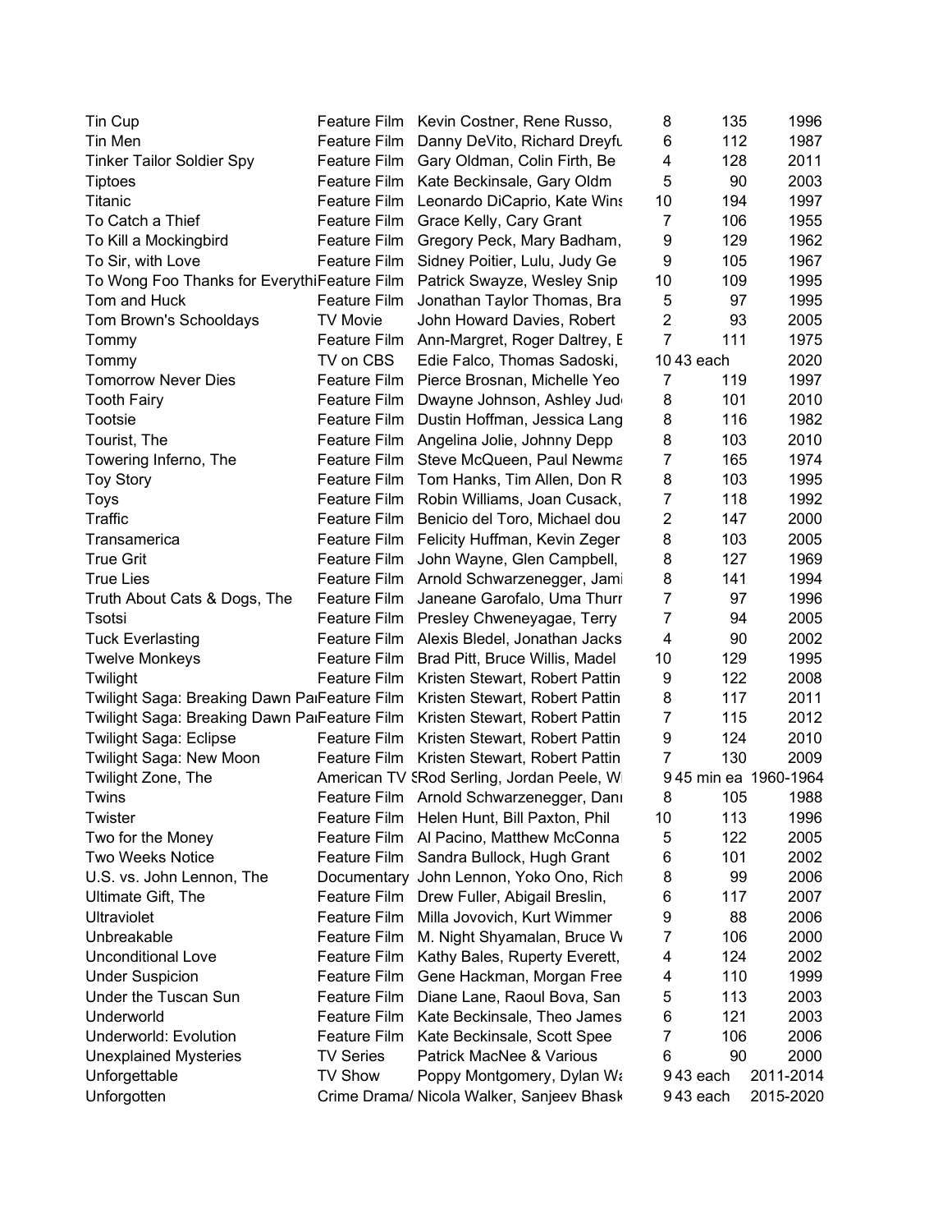| | | | | | |
|---|---|---|---|---|---|
| Tin Cup | Feature Film | Kevin Costner, Rene Russo, | 8 | 135 | 1996 |
| Tin Men | Feature Film | Danny DeVito, Richard Dreyfu | 6 | 112 | 1987 |
| Tinker Tailor Soldier Spy | Feature Film | Gary Oldman, Colin Firth, Be | 4 | 128 | 2011 |
| Tiptoes | Feature Film | Kate Beckinsale, Gary Oldm | 5 | 90 | 2003 |
| Titanic | Feature Film | Leonardo DiCaprio, Kate Wins | 10 | 194 | 1997 |
| To Catch a Thief | Feature Film | Grace Kelly, Cary Grant | 7 | 106 | 1955 |
| To Kill a Mockingbird | Feature Film | Gregory Peck, Mary Badham, | 9 | 129 | 1962 |
| To Sir, with Love | Feature Film | Sidney Poitier, Lulu, Judy Ge | 9 | 105 | 1967 |
| To Wong Foo Thanks for Everythi | Feature Film | Patrick Swayze, Wesley Snip | 10 | 109 | 1995 |
| Tom and Huck | Feature Film | Jonathan Taylor Thomas, Bra | 5 | 97 | 1995 |
| Tom Brown's Schooldays | TV Movie | John Howard Davies, Robert | 2 | 93 | 2005 |
| Tommy | Feature Film | Ann-Margret, Roger Daltrey, E | 7 | 111 | 1975 |
| Tommy | TV on CBS | Edie Falco, Thomas Sadoski, | 10 | 43 each | 2020 |
| Tomorrow Never Dies | Feature Film | Pierce Brosnan, Michelle Yeo | 7 | 119 | 1997 |
| Tooth Fairy | Feature Film | Dwayne Johnson, Ashley Jud | 8 | 101 | 2010 |
| Tootsie | Feature Film | Dustin Hoffman, Jessica Lang | 8 | 116 | 1982 |
| Tourist, The | Feature Film | Angelina Jolie, Johnny Depp | 8 | 103 | 2010 |
| Towering Inferno, The | Feature Film | Steve McQueen, Paul Newma | 7 | 165 | 1974 |
| Toy Story | Feature Film | Tom Hanks, Tim Allen, Don R | 8 | 103 | 1995 |
| Toys | Feature Film | Robin Williams, Joan Cusack, | 7 | 118 | 1992 |
| Traffic | Feature Film | Benicio del Toro, Michael dou | 2 | 147 | 2000 |
| Transamerica | Feature Film | Felicity Huffman, Kevin Zeger | 8 | 103 | 2005 |
| True Grit | Feature Film | John Wayne, Glen Campbell, | 8 | 127 | 1969 |
| True Lies | Feature Film | Arnold Schwarzenegger, Jami | 8 | 141 | 1994 |
| Truth About Cats & Dogs, The | Feature Film | Janeane Garofalo, Uma Thurr | 7 | 97 | 1996 |
| Tsotsi | Feature Film | Presley Chweneyagae, Terry | 7 | 94 | 2005 |
| Tuck Everlasting | Feature Film | Alexis Bledel, Jonathan Jacks | 4 | 90 | 2002 |
| Twelve Monkeys | Feature Film | Brad Pitt, Bruce Willis, Madel | 10 | 129 | 1995 |
| Twilight | Feature Film | Kristen Stewart, Robert Pattin | 9 | 122 | 2008 |
| Twilight Saga: Breaking Dawn Pa | Feature Film | Kristen Stewart, Robert Pattin | 8 | 117 | 2011 |
| Twilight Saga: Breaking Dawn Pa | Feature Film | Kristen Stewart, Robert Pattin | 7 | 115 | 2012 |
| Twilight Saga: Eclipse | Feature Film | Kristen Stewart, Robert Pattin | 9 | 124 | 2010 |
| Twilight Saga: New Moon | Feature Film | Kristen Stewart, Robert Pattin | 7 | 130 | 2009 |
| Twilight Zone, The | American TV S | Rod Serling, Jordan Peele, W | 9 | 45 min ea | 1960-1964 |
| Twins | Feature Film | Arnold Schwarzenegger, Dani | 8 | 105 | 1988 |
| Twister | Feature Film | Helen Hunt, Bill Paxton, Phil | 10 | 113 | 1996 |
| Two for the Money | Feature Film | Al Pacino, Matthew McConna | 5 | 122 | 2005 |
| Two Weeks Notice | Feature Film | Sandra Bullock, Hugh Grant | 6 | 101 | 2002 |
| U.S. vs. John Lennon, The | Documentary | John Lennon, Yoko Ono, Rich | 8 | 99 | 2006 |
| Ultimate Gift, The | Feature Film | Drew Fuller, Abigail Breslin, | 6 | 117 | 2007 |
| Ultraviolet | Feature Film | Milla Jovovich, Kurt Wimmer | 9 | 88 | 2006 |
| Unbreakable | Feature Film | M. Night Shyamalan, Bruce W | 7 | 106 | 2000 |
| Unconditional Love | Feature Film | Kathy Bales, Ruperty Everett, | 4 | 124 | 2002 |
| Under Suspicion | Feature Film | Gene Hackman, Morgan Free | 4 | 110 | 1999 |
| Under the Tuscan Sun | Feature Film | Diane Lane, Raoul Bova, San | 5 | 113 | 2003 |
| Underworld | Feature Film | Kate Beckinsale, Theo James | 6 | 121 | 2003 |
| Underworld: Evolution | Feature Film | Kate Beckinsale, Scott Spee | 7 | 106 | 2006 |
| Unexplained Mysteries | TV Series | Patrick MacNee & Various | 6 | 90 | 2000 |
| Unforgettable | TV Show | Poppy Montgomery, Dylan Wa | 9 | 43 each | 2011-2014 |
| Unforgotten | Crime Drama/ | Nicola Walker, Sanjeev Bhask | 9 | 43 each | 2015-2020 |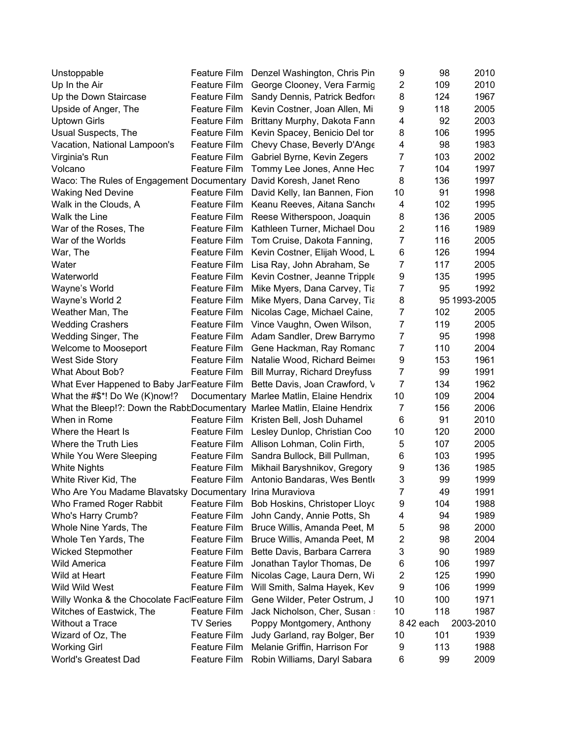| | | | | | |
|---|---|---|---|---|---|
| Unstoppable | Feature Film | Denzel Washington, Chris Pin | 9 | 98 | 2010 |
| Up In the Air | Feature Film | George Clooney, Vera Farmig | 2 | 109 | 2010 |
| Up the Down Staircase | Feature Film | Sandy Dennis, Patrick Bedford | 8 | 124 | 1967 |
| Upside of Anger, The | Feature Film | Kevin Costner, Joan Allen, Mi | 9 | 118 | 2005 |
| Uptown Girls | Feature Film | Brittany Murphy, Dakota Fann | 4 | 92 | 2003 |
| Usual Suspects, The | Feature Film | Kevin Spacey, Benicio Del tor | 8 | 106 | 1995 |
| Vacation, National Lampoon's | Feature Film | Chevy Chase, Beverly D'Ange | 4 | 98 | 1983 |
| Virginia's Run | Feature Film | Gabriel Byrne, Kevin Zegers | 7 | 103 | 2002 |
| Volcano | Feature Film | Tommy Lee Jones, Anne Hec | 7 | 104 | 1997 |
| Waco: The Rules of Engagement | Documentary | David Koresh, Janet Reno | 8 | 136 | 1997 |
| Waking Ned Devine | Feature Film | David Kelly, Ian Bannen, Fion | 10 | 91 | 1998 |
| Walk in the Clouds, A | Feature Film | Keanu Reeves, Aitana Sanch | 4 | 102 | 1995 |
| Walk the Line | Feature Film | Reese Witherspoon, Joaquin | 8 | 136 | 2005 |
| War of the Roses, The | Feature Film | Kathleen Turner, Michael Dou | 2 | 116 | 1989 |
| War of the Worlds | Feature Film | Tom Cruise, Dakota Fanning, | 7 | 116 | 2005 |
| War, The | Feature Film | Kevin Costner, Elijah Wood, L | 6 | 126 | 1994 |
| Water | Feature Film | Lisa Ray, John Abraham, Se | 7 | 117 | 2005 |
| Waterworld | Feature Film | Kevin Costner, Jeanne Tripple | 9 | 135 | 1995 |
| Wayne's World | Feature Film | Mike Myers, Dana Carvey, Tia | 7 | 95 | 1992 |
| Wayne's World 2 | Feature Film | Mike Myers, Dana Carvey, Tia | 8 | 95 | 1993-2005 |
| Weather Man, The | Feature Film | Nicolas Cage, Michael Caine, | 7 | 102 | 2005 |
| Wedding Crashers | Feature Film | Vince Vaughn, Owen Wilson, | 7 | 119 | 2005 |
| Wedding Singer, The | Feature Film | Adam Sandler, Drew Barrymo | 7 | 95 | 1998 |
| Welcome to Mooseport | Feature Film | Gene Hackman, Ray Romanc | 7 | 110 | 2004 |
| West Side Story | Feature Film | Natalie Wood, Richard Beimer | 9 | 153 | 1961 |
| What About Bob? | Feature Film | Bill Murray, Richard Dreyfuss | 7 | 99 | 1991 |
| What Ever Happened to Baby Jan | Feature Film | Bette Davis, Joan Crawford, V | 7 | 134 | 1962 |
| What the #$*! Do We (K)now!? | Documentary | Marlee Matlin, Elaine Hendrix | 10 | 109 | 2004 |
| What the Bleep!?: Down the Rabb | Documentary | Marlee Matlin, Elaine Hendrix | 7 | 156 | 2006 |
| When in Rome | Feature Film | Kristen Bell, Josh Duhamel | 6 | 91 | 2010 |
| Where the Heart Is | Feature Film | Lesley Dunlop, Christian Coo | 10 | 120 | 2000 |
| Where the Truth Lies | Feature Film | Allison Lohman, Colin Firth, | 5 | 107 | 2005 |
| While You Were Sleeping | Feature Film | Sandra Bullock, Bill Pullman, | 6 | 103 | 1995 |
| White Nights | Feature Film | Mikhail Baryshnikov, Gregory | 9 | 136 | 1985 |
| White River Kid, The | Feature Film | Antonio Bandaras, Wes Bentl | 3 | 99 | 1999 |
| Who Are You Madame Blavatsky | Documentary | Irina Muraviova | 7 | 49 | 1991 |
| Who Framed Roger Rabbit | Feature Film | Bob Hoskins, Christoper Lloyd | 9 | 104 | 1988 |
| Who's Harry Crumb? | Feature Film | John Candy, Annie Potts, Sh | 4 | 94 | 1989 |
| Whole Nine Yards, The | Feature Film | Bruce Willis, Amanda Peet, M | 5 | 98 | 2000 |
| Whole Ten Yards, The | Feature Film | Bruce Willis, Amanda Peet, M | 2 | 98 | 2004 |
| Wicked Stepmother | Feature Film | Bette Davis, Barbara Carrera | 3 | 90 | 1989 |
| Wild America | Feature Film | Jonathan Taylor Thomas, De | 6 | 106 | 1997 |
| Wild at Heart | Feature Film | Nicolas Cage, Laura Dern, Wi | 2 | 125 | 1990 |
| Wild Wild West | Feature Film | Will Smith, Salma Hayek, Kev | 9 | 106 | 1999 |
| Willy Wonka & the Chocolate Fac | Feature Film | Gene Wilder, Peter Ostrum, J | 10 | 100 | 1971 |
| Witches of Eastwick, The | Feature Film | Jack Nicholson, Cher, Susan | 10 | 118 | 1987 |
| Without a Trace | TV Series | Poppy Montgomery, Anthony | 8 | 42 each | 2003-2010 |
| Wizard of Oz, The | Feature Film | Judy Garland, ray Bolger, Ber | 10 | 101 | 1939 |
| Working Girl | Feature Film | Melanie Griffin, Harrison For | 9 | 113 | 1988 |
| World's Greatest Dad | Feature Film | Robin Williams, Daryl Sabara | 6 | 99 | 2009 |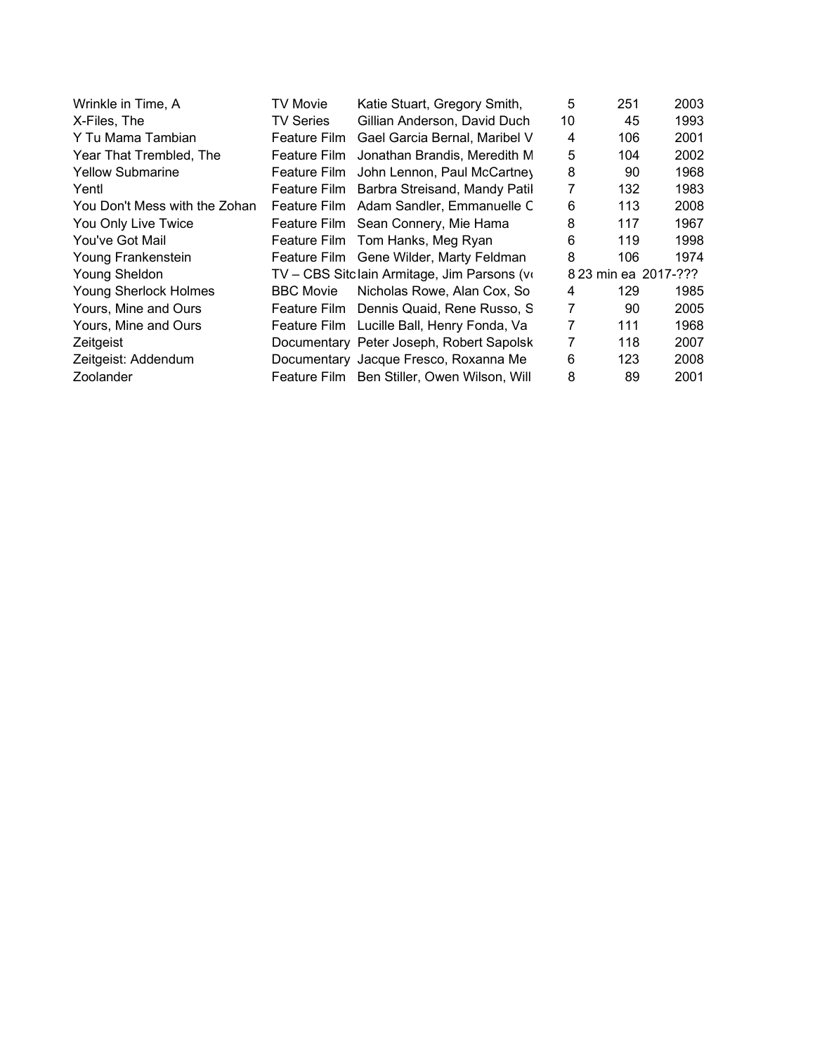| | | | | | |
|---|---|---|---|---|---|
| Wrinkle in Time, A | TV Movie | Katie Stuart, Gregory Smith, | 5 | 251 | 2003 |
| X-Files, The | TV Series | Gillian Anderson, David Duch | 10 | 45 | 1993 |
| Y Tu Mama Tambian | Feature Film | Gael Garcia Bernal, Maribel V | 4 | 106 | 2001 |
| Year That Trembled, The | Feature Film | Jonathan Brandis, Meredith M | 5 | 104 | 2002 |
| Yellow Submarine | Feature Film | John Lennon, Paul McCartney | 8 | 90 | 1968 |
| Yentl | Feature Film | Barbra Streisand, Mandy Patil | 7 | 132 | 1983 |
| You Don't Mess with the Zohan | Feature Film | Adam Sandler, Emmanuelle C | 6 | 113 | 2008 |
| You Only Live Twice | Feature Film | Sean Connery, Mie Hama | 8 | 117 | 1967 |
| You've Got Mail | Feature Film | Tom Hanks, Meg Ryan | 6 | 119 | 1998 |
| Young Frankenstein | Feature Film | Gene Wilder, Marty Feldman | 8 | 106 | 1974 |
| Young Sheldon | TV – CBS Sitc | Iain Armitage, Jim Parsons (v | 8 | 23 min ea | 2017-??? |
| Young Sherlock Holmes | BBC Movie | Nicholas Rowe, Alan Cox, So | 4 | 129 | 1985 |
| Yours, Mine and Ours | Feature Film | Dennis Quaid, Rene Russo, S | 7 | 90 | 2005 |
| Yours, Mine and Ours | Feature Film | Lucille Ball, Henry Fonda, Va | 7 | 111 | 1968 |
| Zeitgeist | Documentary | Peter Joseph, Robert Sapolsk | 7 | 118 | 2007 |
| Zeitgeist: Addendum | Documentary | Jacque Fresco, Roxanna Me | 6 | 123 | 2008 |
| Zoolander | Feature Film | Ben Stiller, Owen Wilson, Will | 8 | 89 | 2001 |